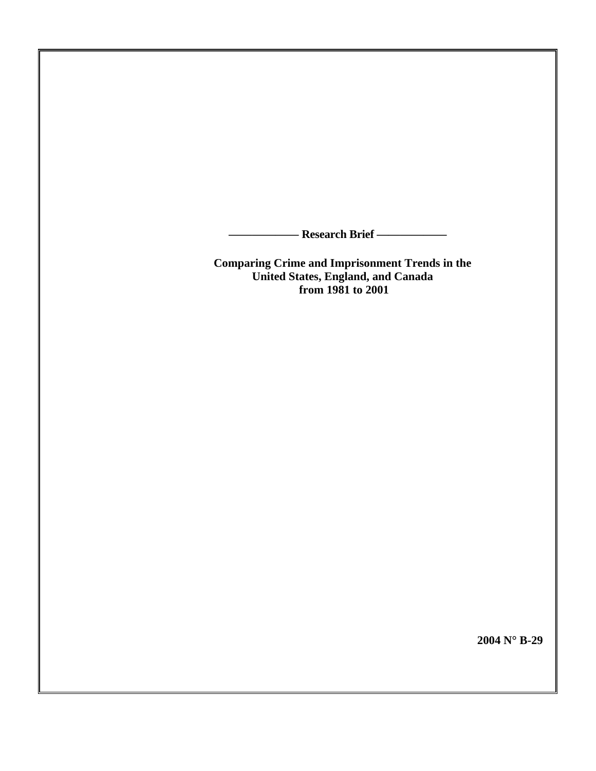——————— Research Brief ———————

# Comparing Crime and Imprisonment Trends in the United States, England, and Canada from 1981 to 2001

**2004 N° B-29**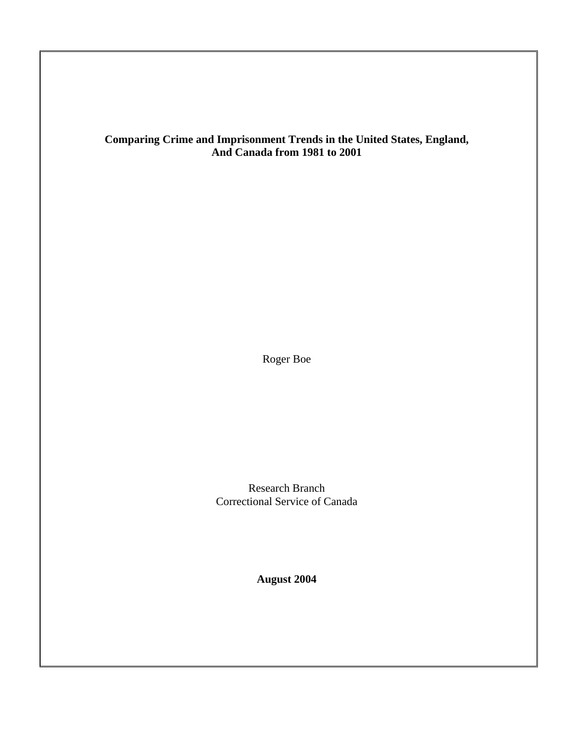**Comparing Crime and Imprisonment Trends in the United States, England, And Canada from 1981 to 2001**

Roger Boe

Research Branch
Correctional Service of Canada

**August 2004**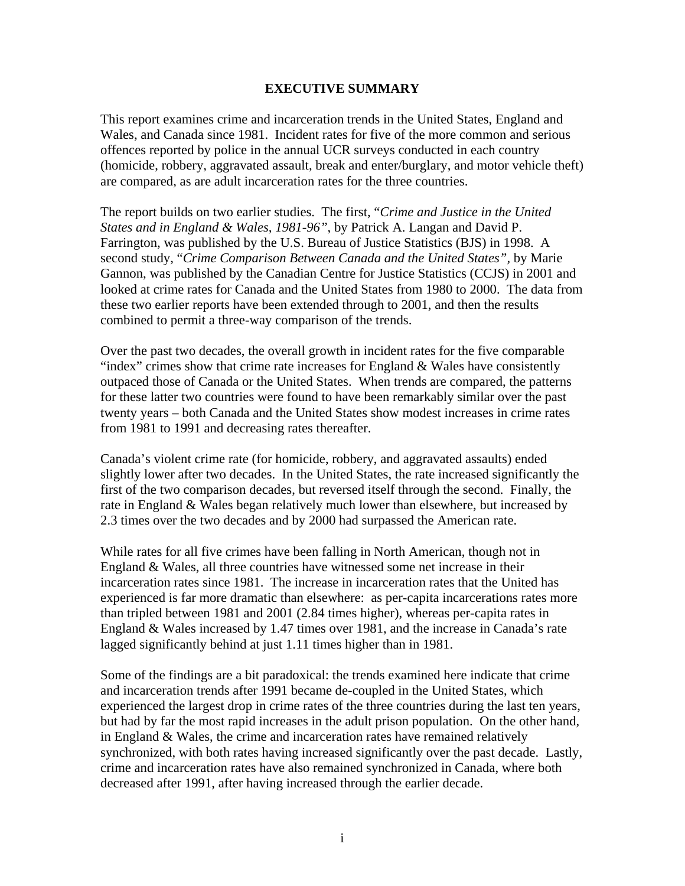# EXECUTIVE SUMMARY

This report examines crime and incarceration trends in the United States, England and Wales, and Canada since 1981. Incident rates for five of the more common and serious offences reported by police in the annual UCR surveys conducted in each country (homicide, robbery, aggravated assault, break and enter/burglary, and motor vehicle theft) are compared, as are adult incarceration rates for the three countries.

The report builds on two earlier studies. The first, "*Crime and Justice in the United States and in England & Wales, 1981-96"*, by Patrick A. Langan and David P. Farrington, was published by the U.S. Bureau of Justice Statistics (BJS) in 1998. A second study, "*Crime Comparison Between Canada and the United States"*, by Marie Gannon, was published by the Canadian Centre for Justice Statistics (CCJS) in 2001 and looked at crime rates for Canada and the United States from 1980 to 2000. The data from these two earlier reports have been extended through to 2001, and then the results combined to permit a three-way comparison of the trends.

Over the past two decades, the overall growth in incident rates for the five comparable "index" crimes show that crime rate increases for England & Wales have consistently outpaced those of Canada or the United States. When trends are compared, the patterns for these latter two countries were found to have been remarkably similar over the past twenty years – both Canada and the United States show modest increases in crime rates from 1981 to 1991 and decreasing rates thereafter.

Canada's violent crime rate (for homicide, robbery, and aggravated assaults) ended slightly lower after two decades. In the United States, the rate increased significantly the first of the two comparison decades, but reversed itself through the second. Finally, the rate in England & Wales began relatively much lower than elsewhere, but increased by 2.3 times over the two decades and by 2000 had surpassed the American rate.

While rates for all five crimes have been falling in North American, though not in England & Wales, all three countries have witnessed some net increase in their incarceration rates since 1981. The increase in incarceration rates that the United has experienced is far more dramatic than elsewhere: as per-capita incarcerations rates more than tripled between 1981 and 2001 (2.84 times higher), whereas per-capita rates in England & Wales increased by 1.47 times over 1981, and the increase in Canada's rate lagged significantly behind at just 1.11 times higher than in 1981.

Some of the findings are a bit paradoxical: the trends examined here indicate that crime and incarceration trends after 1991 became de-coupled in the United States, which experienced the largest drop in crime rates of the three countries during the last ten years, but had by far the most rapid increases in the adult prison population. On the other hand, in England & Wales, the crime and incarceration rates have remained relatively synchronized, with both rates having increased significantly over the past decade. Lastly, crime and incarceration rates have also remained synchronized in Canada, where both decreased after 1991, after having increased through the earlier decade.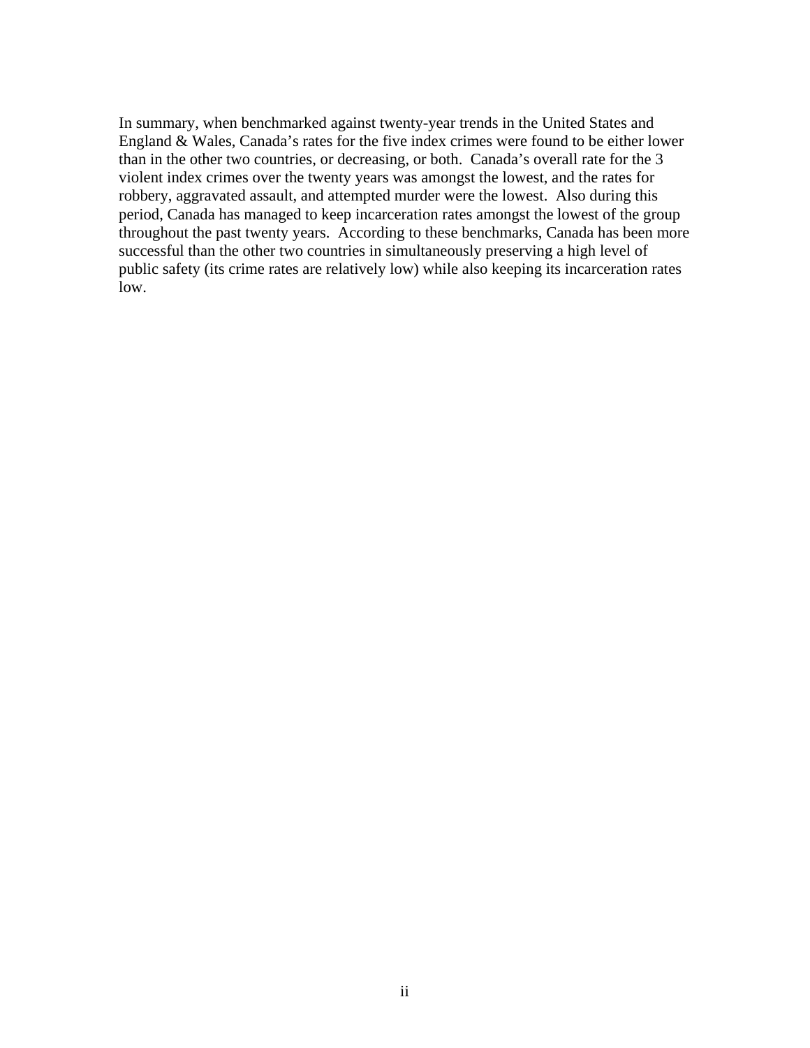In summary, when benchmarked against twenty-year trends in the United States and England & Wales, Canada's rates for the five index crimes were found to be either lower than in the other two countries, or decreasing, or both. Canada's overall rate for the 3 violent index crimes over the twenty years was amongst the lowest, and the rates for robbery, aggravated assault, and attempted murder were the lowest. Also during this period, Canada has managed to keep incarceration rates amongst the lowest of the group throughout the past twenty years. According to these benchmarks, Canada has been more successful than the other two countries in simultaneously preserving a high level of public safety (its crime rates are relatively low) while also keeping its incarceration rates low.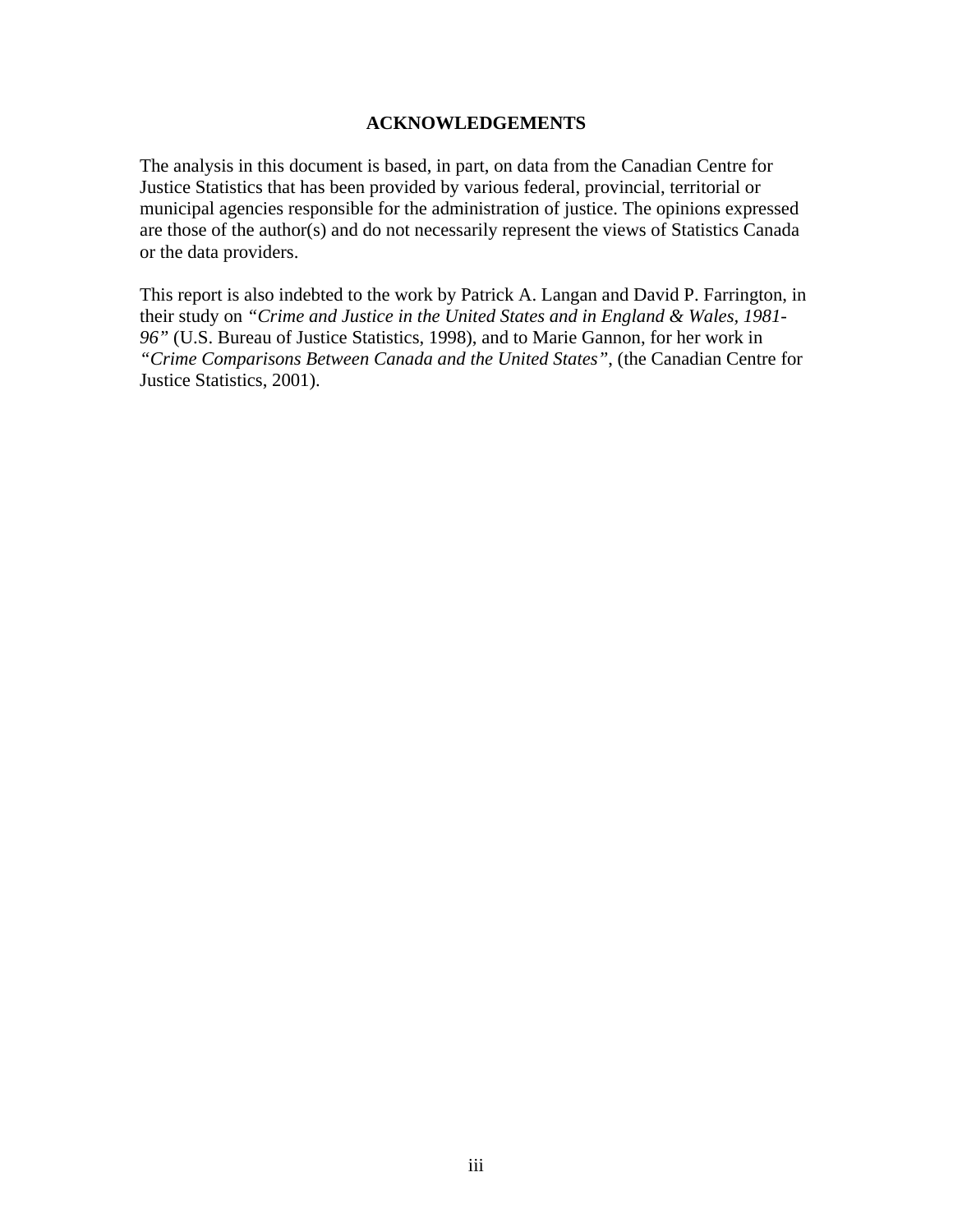# ACKNOWLEDGEMENTS

The analysis in this document is based, in part, on data from the Canadian Centre for Justice Statistics that has been provided by various federal, provincial, territorial or municipal agencies responsible for the administration of justice. The opinions expressed are those of the author(s) and do not necessarily represent the views of Statistics Canada or the data providers.

This report is also indebted to the work by Patrick A. Langan and David P. Farrington, in their study on *"Crime and Justice in the United States and in England & Wales, 1981-96"* (U.S. Bureau of Justice Statistics, 1998), and to Marie Gannon, for her work in *"Crime Comparisons Between Canada and the United States"*, (the Canadian Centre for Justice Statistics, 2001).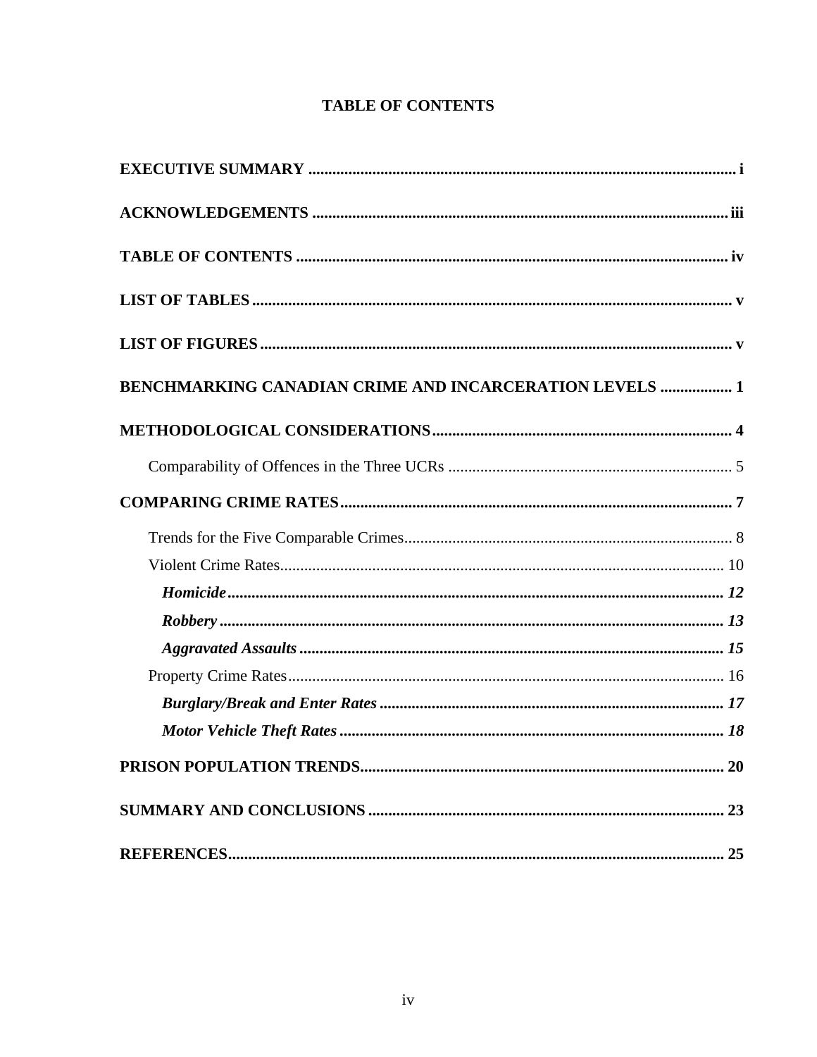# TABLE OF CONTENTS

**EXECUTIVE SUMMARY** ........................................................................................................ **i**

**ACKNOWLEDGEMENTS** ..................................................................................................... **iii**

**TABLE OF CONTENTS** ....................................................................................................... **iv**

**LIST OF TABLES** ................................................................................................................. **v**

**LIST OF FIGURES** ................................................................................................................ **v**

**BENCHMARKING CANADIAN CRIME AND INCARCERATION LEVELS** .................. **1**

**METHODOLOGICAL CONSIDERATIONS** ........................................................................ **4**

- Comparability of Offences in the Three UCRs ...................................................................... 5

**COMPARING CRIME RATES** ............................................................................................... **7**

- Trends for the Five Comparable Crimes ................................................................................. 8
- Violent Crime Rates ................................................................................................................ 10
  - ***Homicide*** ........................................................................................................................ ***12***
  - ***Robbery*** .......................................................................................................................... ***13***
  - ***Aggravated Assaults*** ..................................................................................................... ***15***
- Property Crime Rates .............................................................................................................. 16
  - ***Burglary/Break and Enter Rates*** ................................................................................... ***17***
  - ***Motor Vehicle Theft Rates*** ........................................................................................... ***18***

**PRISON POPULATION TRENDS** ........................................................................................ **20**

**SUMMARY AND CONCLUSIONS** ...................................................................................... **23**

**REFERENCES** ....................................................................................................................... **25**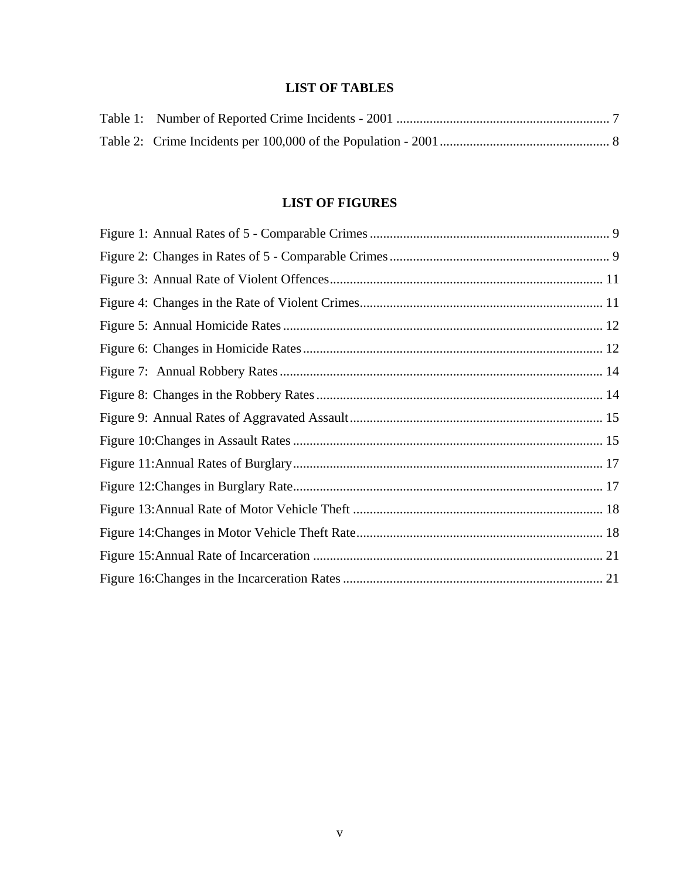## LIST OF TABLES

Table 1: Number of Reported Crime Incidents - 2001 ................................................................ 7

Table 2: Crime Incidents per 100,000 of the Population - 2001 .................................................. 8

## LIST OF FIGURES

Figure 1: Annual Rates of 5 - Comparable Crimes ....................................................................... 9

Figure 2: Changes in Rates of 5 - Comparable Crimes ................................................................. 9

Figure 3: Annual Rate of Violent Offences ................................................................................. 11

Figure 4: Changes in the Rate of Violent Crimes ........................................................................ 11

Figure 5: Annual Homicide Rates ................................................................................................ 12

Figure 6: Changes in Homicide Rates ......................................................................................... 12

Figure 7: Annual Robbery Rates ................................................................................................. 14

Figure 8: Changes in the Robbery Rates ..................................................................................... 14

Figure 9: Annual Rates of Aggravated Assault ........................................................................... 15

Figure 10: Changes in Assault Rates ........................................................................................... 15

Figure 11: Annual Rates of Burglary ........................................................................................... 17

Figure 12: Changes in Burglary Rate ........................................................................................... 17

Figure 13: Annual Rate of Motor Vehicle Theft .......................................................................... 18

Figure 14: Changes in Motor Vehicle Theft Rate ........................................................................ 18

Figure 15: Annual Rate of Incarceration ...................................................................................... 21

Figure 16: Changes in the Incarceration Rates ............................................................................ 21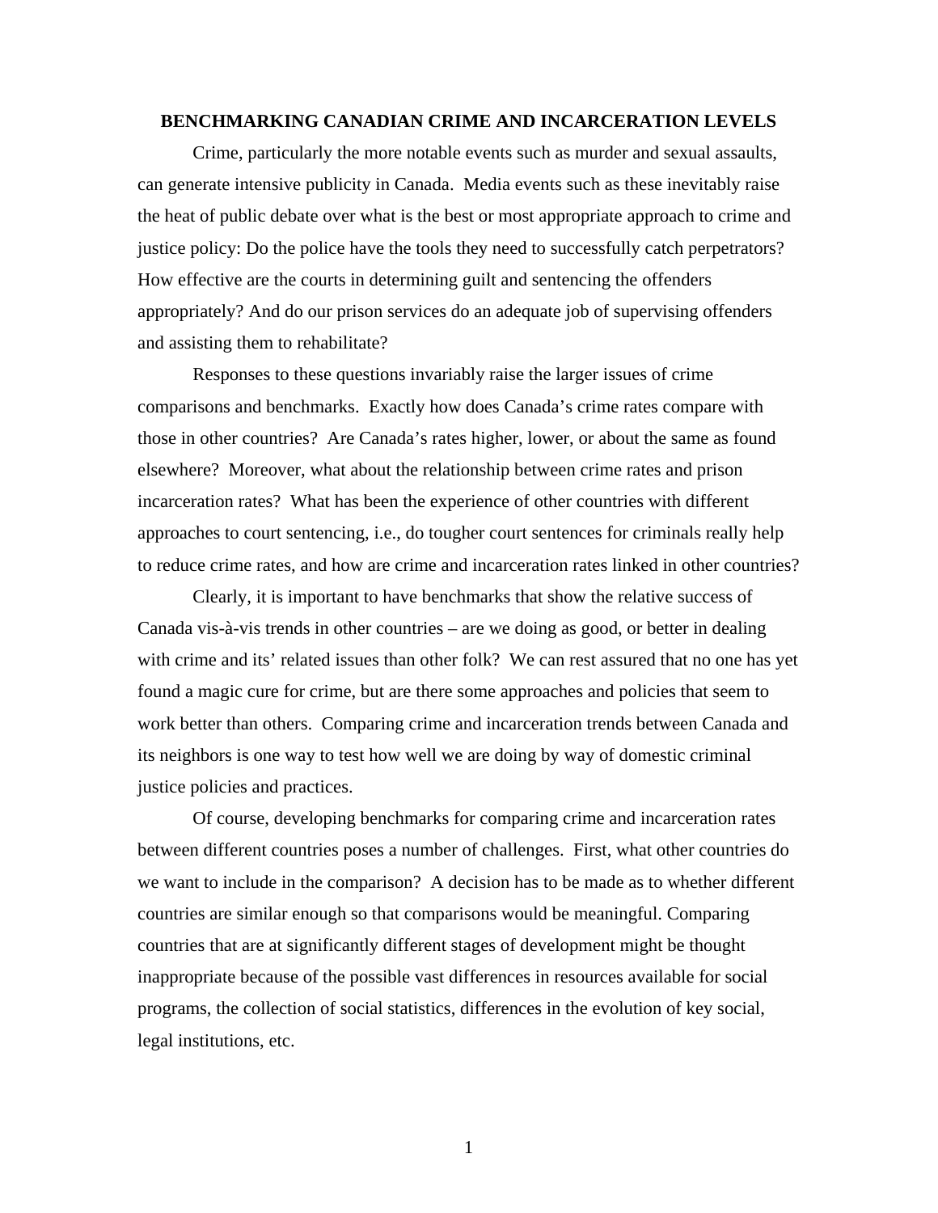# BENCHMARKING CANADIAN CRIME AND INCARCERATION LEVELS

Crime, particularly the more notable events such as murder and sexual assaults, can generate intensive publicity in Canada. Media events such as these inevitably raise the heat of public debate over what is the best or most appropriate approach to crime and justice policy: Do the police have the tools they need to successfully catch perpetrators? How effective are the courts in determining guilt and sentencing the offenders appropriately? And do our prison services do an adequate job of supervising offenders and assisting them to rehabilitate?

Responses to these questions invariably raise the larger issues of crime comparisons and benchmarks. Exactly how does Canada's crime rates compare with those in other countries? Are Canada's rates higher, lower, or about the same as found elsewhere? Moreover, what about the relationship between crime rates and prison incarceration rates? What has been the experience of other countries with different approaches to court sentencing, i.e., do tougher court sentences for criminals really help to reduce crime rates, and how are crime and incarceration rates linked in other countries?

Clearly, it is important to have benchmarks that show the relative success of Canada vis-à-vis trends in other countries – are we doing as good, or better in dealing with crime and its' related issues than other folk? We can rest assured that no one has yet found a magic cure for crime, but are there some approaches and policies that seem to work better than others. Comparing crime and incarceration trends between Canada and its neighbors is one way to test how well we are doing by way of domestic criminal justice policies and practices.

Of course, developing benchmarks for comparing crime and incarceration rates between different countries poses a number of challenges. First, what other countries do we want to include in the comparison? A decision has to be made as to whether different countries are similar enough so that comparisons would be meaningful. Comparing countries that are at significantly different stages of development might be thought inappropriate because of the possible vast differences in resources available for social programs, the collection of social statistics, differences in the evolution of key social, legal institutions, etc.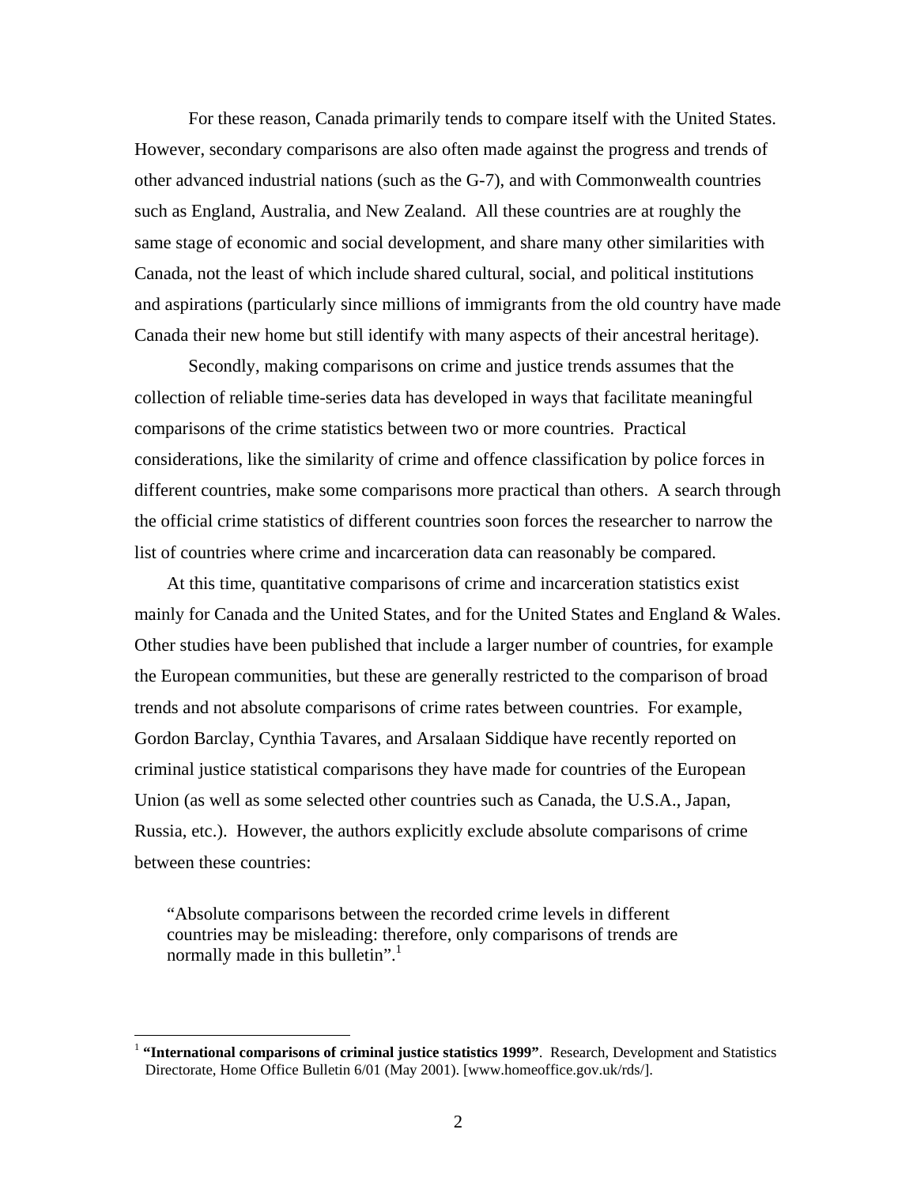For these reason, Canada primarily tends to compare itself with the United States. However, secondary comparisons are also often made against the progress and trends of other advanced industrial nations (such as the G-7), and with Commonwealth countries such as England, Australia, and New Zealand. All these countries are at roughly the same stage of economic and social development, and share many other similarities with Canada, not the least of which include shared cultural, social, and political institutions and aspirations (particularly since millions of immigrants from the old country have made Canada their new home but still identify with many aspects of their ancestral heritage).

Secondly, making comparisons on crime and justice trends assumes that the collection of reliable time-series data has developed in ways that facilitate meaningful comparisons of the crime statistics between two or more countries. Practical considerations, like the similarity of crime and offence classification by police forces in different countries, make some comparisons more practical than others. A search through the official crime statistics of different countries soon forces the researcher to narrow the list of countries where crime and incarceration data can reasonably be compared.

At this time, quantitative comparisons of crime and incarceration statistics exist mainly for Canada and the United States, and for the United States and England & Wales. Other studies have been published that include a larger number of countries, for example the European communities, but these are generally restricted to the comparison of broad trends and not absolute comparisons of crime rates between countries. For example, Gordon Barclay, Cynthia Tavares, and Arsalaan Siddique have recently reported on criminal justice statistical comparisons they have made for countries of the European Union (as well as some selected other countries such as Canada, the U.S.A., Japan, Russia, etc.). However, the authors explicitly exclude absolute comparisons of crime between these countries:

> "Absolute comparisons between the recorded crime levels in different countries may be misleading: therefore, only comparisons of trends are normally made in this bulletin".[1]

---

[1] **"International comparisons of criminal justice statistics 1999"**. Research, Development and Statistics Directorate, Home Office Bulletin 6/01 (May 2001). [www.homeoffice.gov.uk/rds/].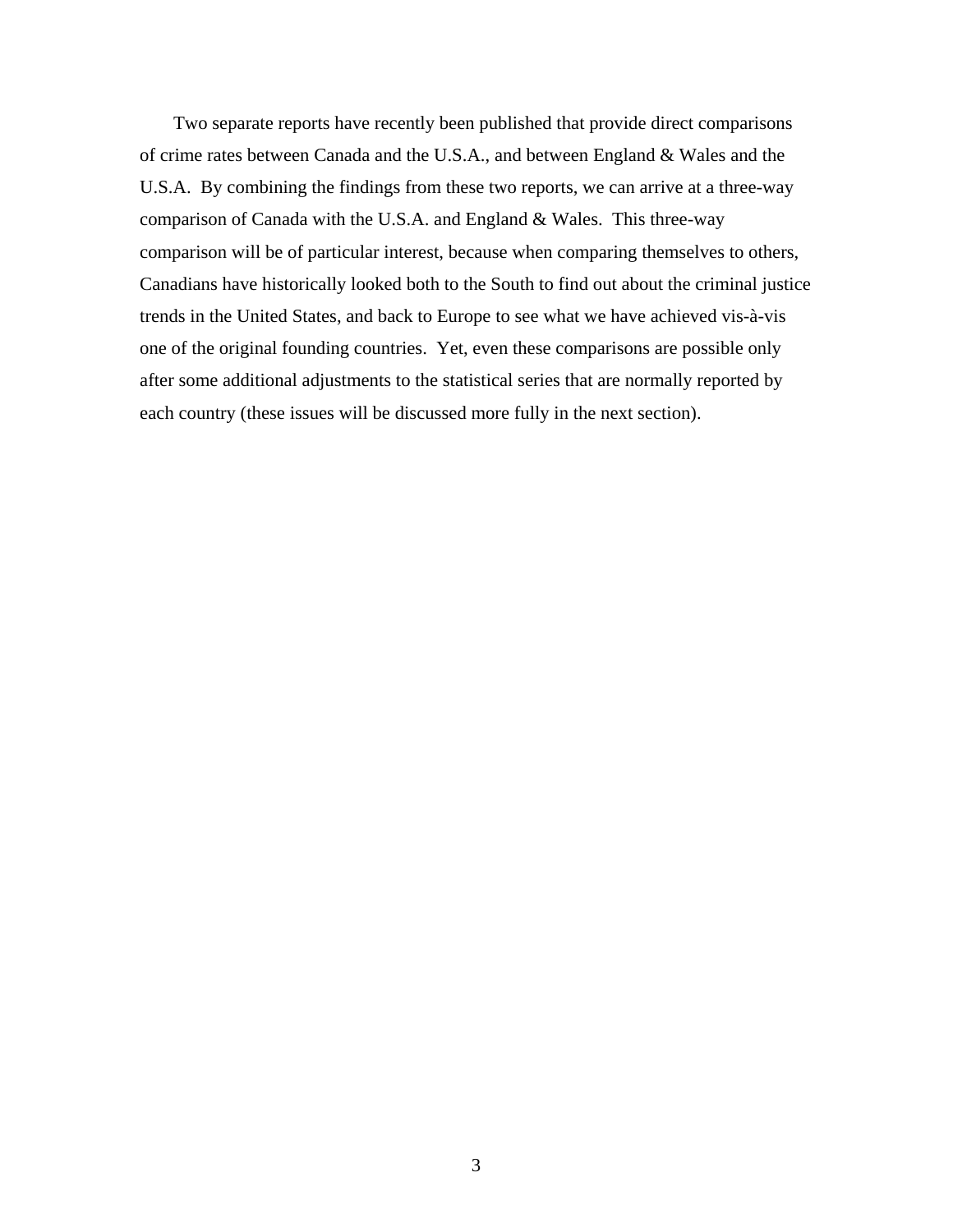Two separate reports have recently been published that provide direct comparisons of crime rates between Canada and the U.S.A., and between England & Wales and the U.S.A. By combining the findings from these two reports, we can arrive at a three-way comparison of Canada with the U.S.A. and England & Wales. This three-way comparison will be of particular interest, because when comparing themselves to others, Canadians have historically looked both to the South to find out about the criminal justice trends in the United States, and back to Europe to see what we have achieved vis-à-vis one of the original founding countries. Yet, even these comparisons are possible only after some additional adjustments to the statistical series that are normally reported by each country (these issues will be discussed more fully in the next section).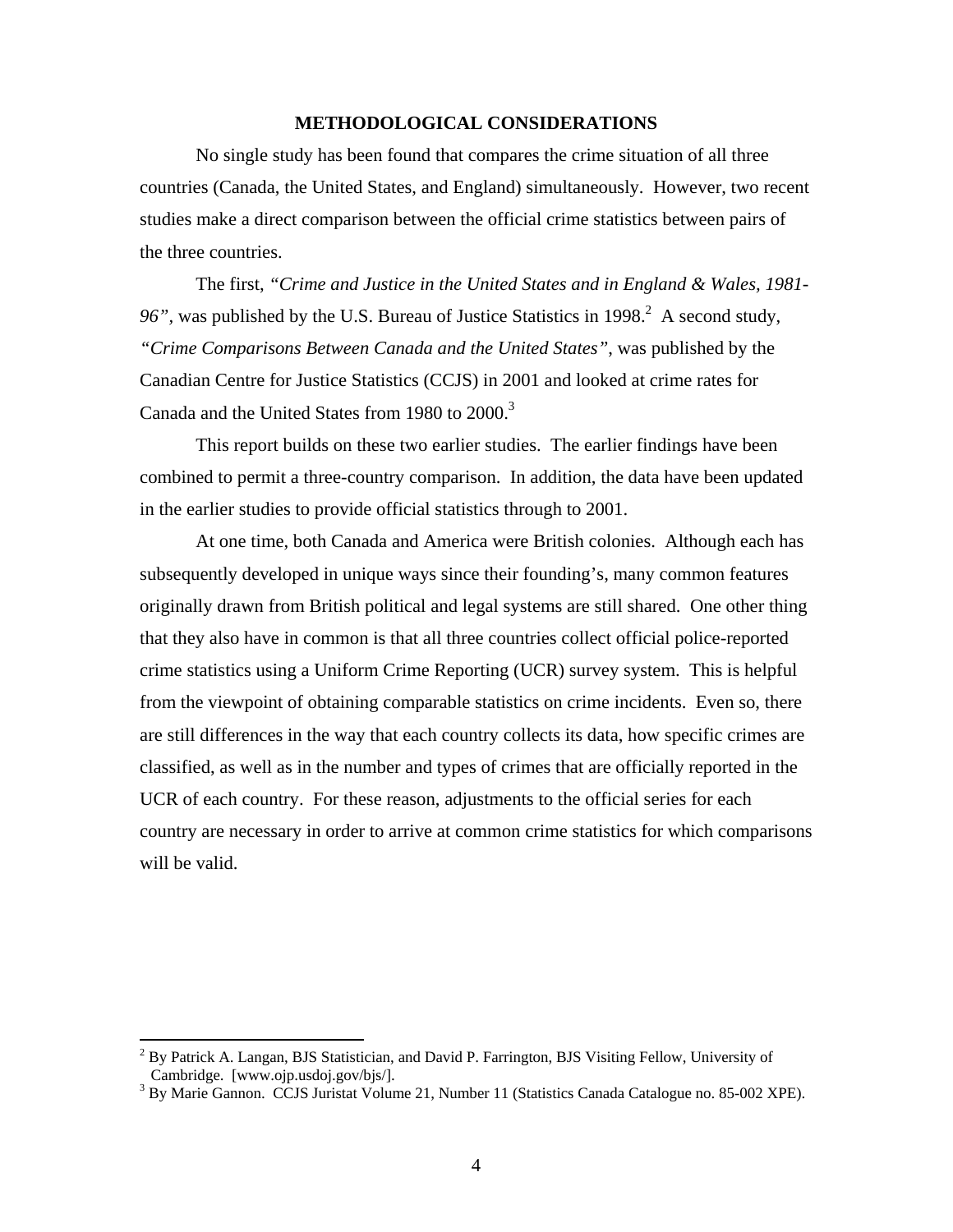## METHODOLOGICAL CONSIDERATIONS

No single study has been found that compares the crime situation of all three countries (Canada, the United States, and England) simultaneously. However, two recent studies make a direct comparison between the official crime statistics between pairs of the three countries.

The first, *"Crime and Justice in the United States and in England & Wales, 1981-96"*, was published by the U.S. Bureau of Justice Statistics in 1998.[2] A second study, *"Crime Comparisons Between Canada and the United States"*, was published by the Canadian Centre for Justice Statistics (CCJS) in 2001 and looked at crime rates for Canada and the United States from 1980 to 2000.[3]

This report builds on these two earlier studies. The earlier findings have been combined to permit a three-country comparison. In addition, the data have been updated in the earlier studies to provide official statistics through to 2001.

At one time, both Canada and America were British colonies. Although each has subsequently developed in unique ways since their founding's, many common features originally drawn from British political and legal systems are still shared. One other thing that they also have in common is that all three countries collect official police-reported crime statistics using a Uniform Crime Reporting (UCR) survey system. This is helpful from the viewpoint of obtaining comparable statistics on crime incidents. Even so, there are still differences in the way that each country collects its data, how specific crimes are classified, as well as in the number and types of crimes that are officially reported in the UCR of each country. For these reason, adjustments to the official series for each country are necessary in order to arrive at common crime statistics for which comparisons will be valid.

---

[2] By Patrick A. Langan, BJS Statistician, and David P. Farrington, BJS Visiting Fellow, University of Cambridge. [www.ojp.usdoj.gov/bjs/].

[3] By Marie Gannon. CCJS Juristat Volume 21, Number 11 (Statistics Canada Catalogue no. 85-002 XPE).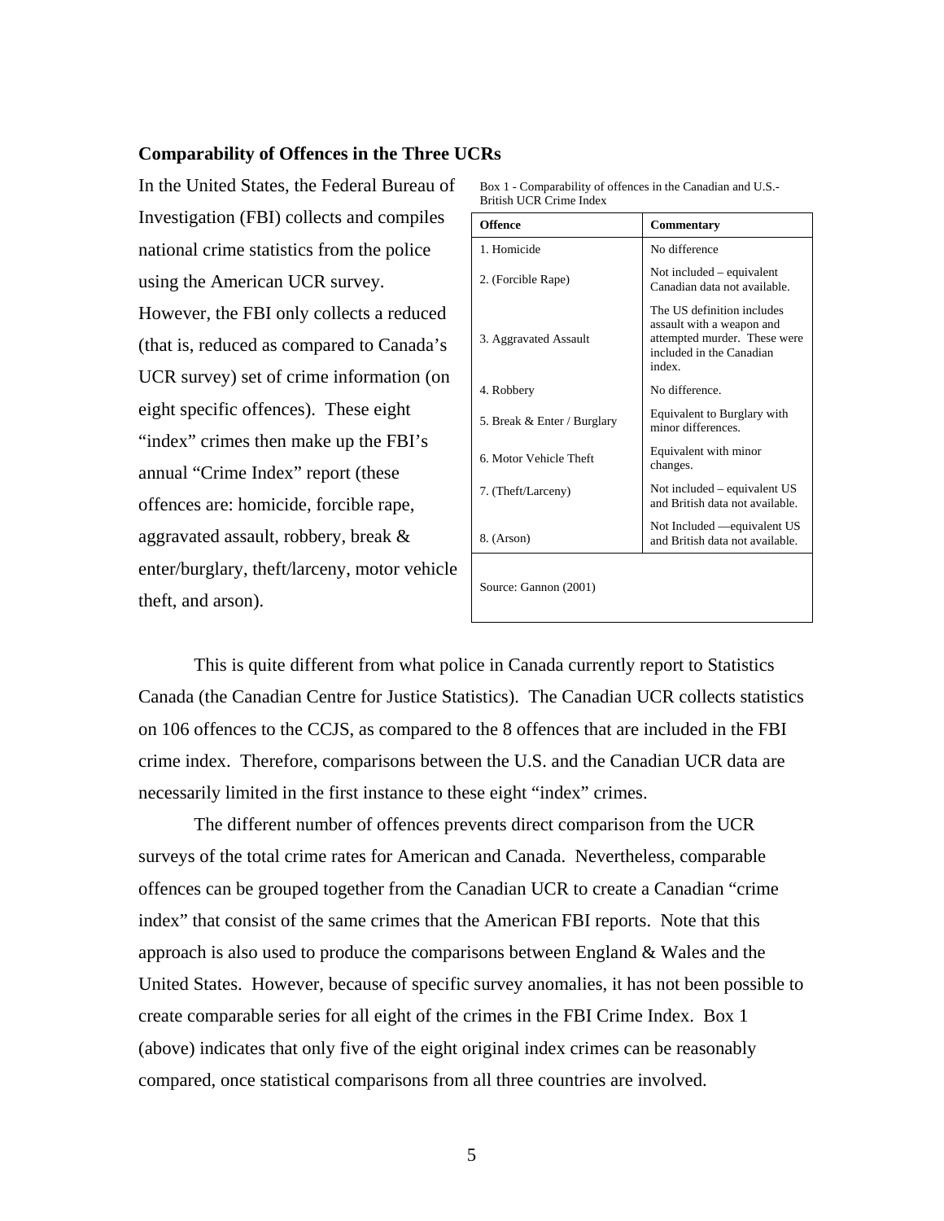### Comparability of Offences in the Three UCRs

In the United States, the Federal Bureau of Investigation (FBI) collects and compiles national crime statistics from the police using the American UCR survey. However, the FBI only collects a reduced (that is, reduced as compared to Canada's UCR survey) set of crime information (on eight specific offences). These eight "index" crimes then make up the FBI's annual "Crime Index" report (these offences are: homicide, forcible rape, aggravated assault, robbery, break & enter/burglary, theft/larceny, motor vehicle theft, and arson).

Box 1 - Comparability of offences in the Canadian and U.S.-British UCR Crime Index

| Offence | Commentary |
|---|---|
| 1. Homicide | No difference |
| 2. (Forcible Rape) | Not included – equivalent Canadian data not available. |
| 3. Aggravated Assault | The US definition includes assault with a weapon and attempted murder. These were included in the Canadian index. |
| 4. Robbery | No difference. |
| 5. Break & Enter / Burglary | Equivalent to Burglary with minor differences. |
| 6. Motor Vehicle Theft | Equivalent with minor changes. |
| 7. (Theft/Larceny) | Not included – equivalent US and British data not available. |
| 8. (Arson) | Not Included —equivalent US and British data not available. |
| Source: Gannon (2001) | |

This is quite different from what police in Canada currently report to Statistics Canada (the Canadian Centre for Justice Statistics). The Canadian UCR collects statistics on 106 offences to the CCJS, as compared to the 8 offences that are included in the FBI crime index. Therefore, comparisons between the U.S. and the Canadian UCR data are necessarily limited in the first instance to these eight "index" crimes.

The different number of offences prevents direct comparison from the UCR surveys of the total crime rates for American and Canada. Nevertheless, comparable offences can be grouped together from the Canadian UCR to create a Canadian "crime index" that consist of the same crimes that the American FBI reports. Note that this approach is also used to produce the comparisons between England & Wales and the United States. However, because of specific survey anomalies, it has not been possible to create comparable series for all eight of the crimes in the FBI Crime Index. Box 1 (above) indicates that only five of the eight original index crimes can be reasonably compared, once statistical comparisons from all three countries are involved.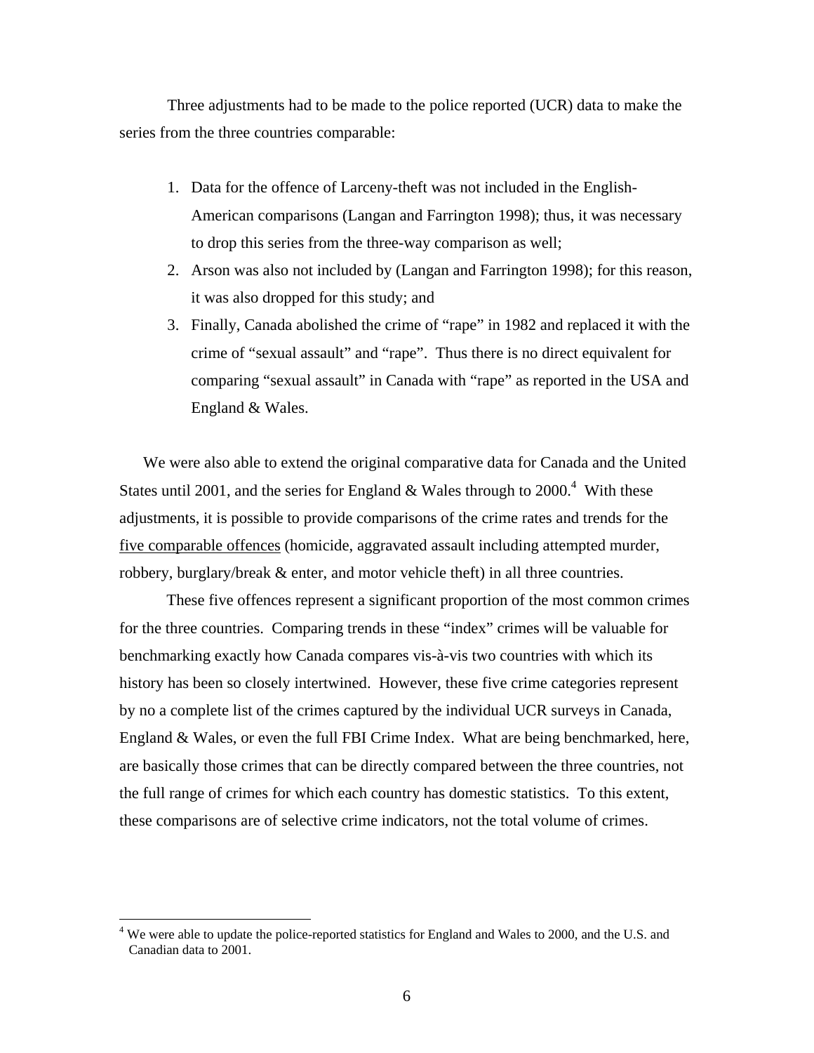Three adjustments had to be made to the police reported (UCR) data to make the series from the three countries comparable:

1. Data for the offence of Larceny-theft was not included in the English-American comparisons (Langan and Farrington 1998); thus, it was necessary to drop this series from the three-way comparison as well;
2. Arson was also not included by (Langan and Farrington 1998); for this reason, it was also dropped for this study; and
3. Finally, Canada abolished the crime of "rape" in 1982 and replaced it with the crime of "sexual assault" and "rape". Thus there is no direct equivalent for comparing "sexual assault" in Canada with "rape" as reported in the USA and England & Wales.

We were also able to extend the original comparative data for Canada and the United States until 2001, and the series for England & Wales through to 2000.[4] With these adjustments, it is possible to provide comparisons of the crime rates and trends for the five comparable offences (homicide, aggravated assault including attempted murder, robbery, burglary/break & enter, and motor vehicle theft) in all three countries.

These five offences represent a significant proportion of the most common crimes for the three countries. Comparing trends in these "index" crimes will be valuable for benchmarking exactly how Canada compares vis-à-vis two countries with which its history has been so closely intertwined. However, these five crime categories represent by no a complete list of the crimes captured by the individual UCR surveys in Canada, England & Wales, or even the full FBI Crime Index. What are being benchmarked, here, are basically those crimes that can be directly compared between the three countries, not the full range of crimes for which each country has domestic statistics. To this extent, these comparisons are of selective crime indicators, not the total volume of crimes.

[4] We were able to update the police-reported statistics for England and Wales to 2000, and the U.S. and Canadian data to 2001.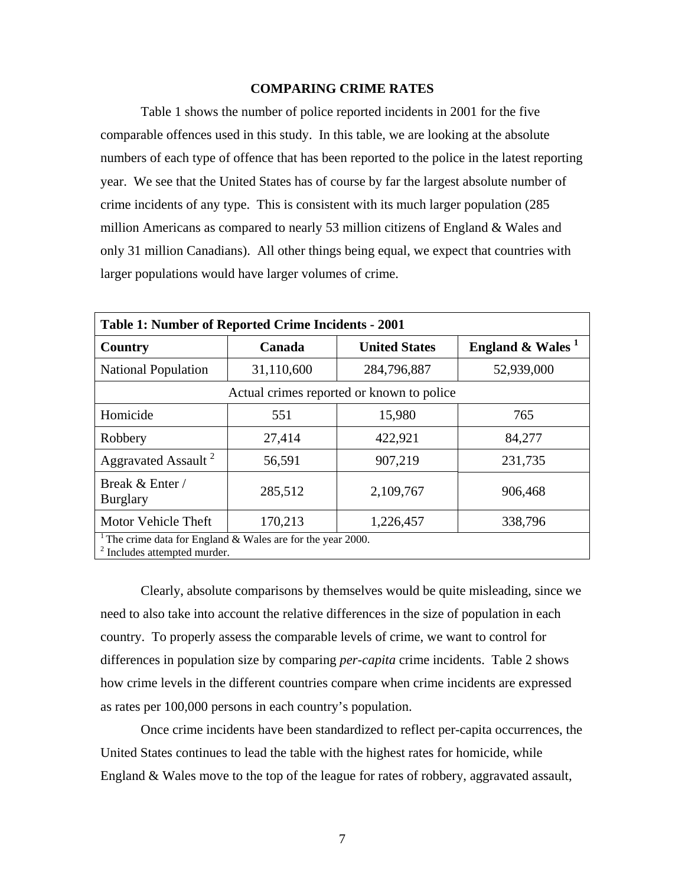## COMPARING CRIME RATES

Table 1 shows the number of police reported incidents in 2001 for the five comparable offences used in this study. In this table, we are looking at the absolute numbers of each type of offence that has been reported to the police in the latest reporting year. We see that the United States has of course by far the largest absolute number of crime incidents of any type. This is consistent with its much larger population (285 million Americans as compared to nearly 53 million citizens of England & Wales and only 31 million Canadians). All other things being equal, we expect that countries with larger populations would have larger volumes of crime.

**Table 1: Number of Reported Crime Incidents - 2001**

| Country | Canada | United States | England & Wales [1] |
|---|---|---|---|
| National Population | 31,110,600 | 284,796,887 | 52,939,000 |
| Actual crimes reported or known to police | | | |
| Homicide | 551 | 15,980 | 765 |
| Robbery | 27,414 | 422,921 | 84,277 |
| Aggravated Assault [2] | 56,591 | 907,219 | 231,735 |
| Break & Enter / Burglary | 285,512 | 2,109,767 | 906,468 |
| Motor Vehicle Theft | 170,213 | 1,226,457 | 338,796 |

[1] The crime data for England & Wales are for the year 2000.
[2] Includes attempted murder.

Clearly, absolute comparisons by themselves would be quite misleading, since we need to also take into account the relative differences in the size of population in each country. To properly assess the comparable levels of crime, we want to control for differences in population size by comparing *per-capita* crime incidents. Table 2 shows how crime levels in the different countries compare when crime incidents are expressed as rates per 100,000 persons in each country's population.

Once crime incidents have been standardized to reflect per-capita occurrences, the United States continues to lead the table with the highest rates for homicide, while England & Wales move to the top of the league for rates of robbery, aggravated assault,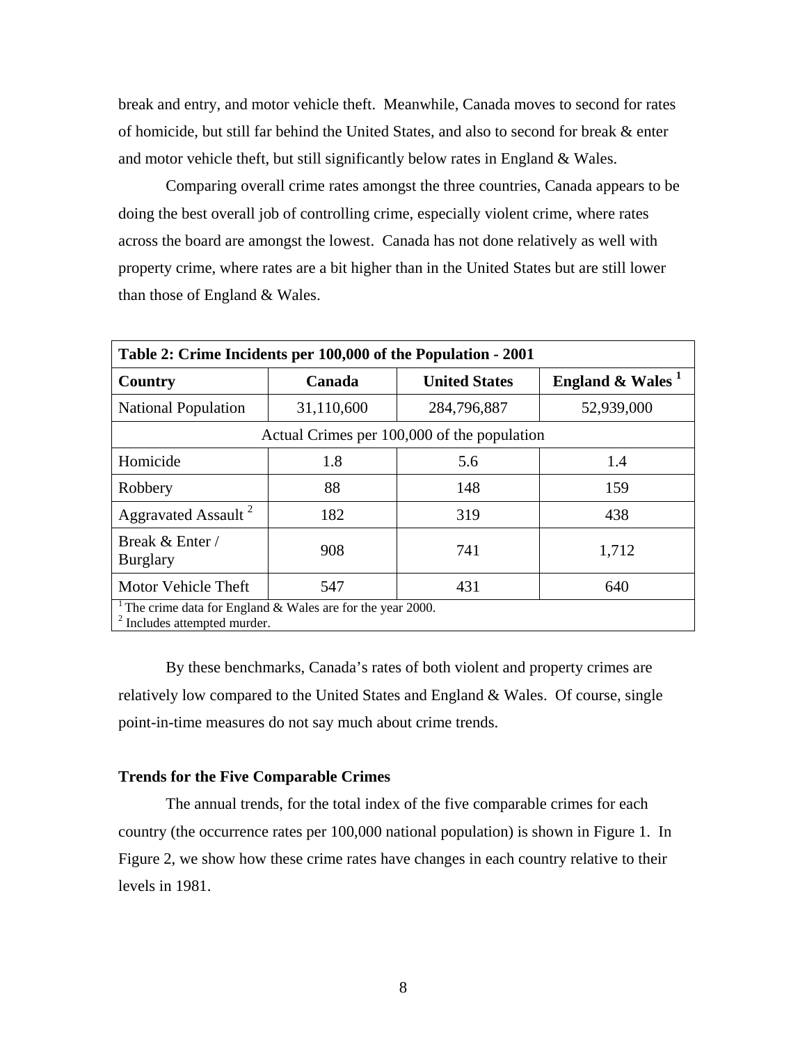break and entry, and motor vehicle theft. Meanwhile, Canada moves to second for rates of homicide, but still far behind the United States, and also to second for break & enter and motor vehicle theft, but still significantly below rates in England & Wales.

Comparing overall crime rates amongst the three countries, Canada appears to be doing the best overall job of controlling crime, especially violent crime, where rates across the board are amongst the lowest. Canada has not done relatively as well with property crime, where rates are a bit higher than in the United States but are still lower than those of England & Wales.

| Table 2: Crime Incidents per 100,000 of the Population - 2001 | | | |
|---|---|---|---|
| **Country** | **Canada** | **United States** | **England & Wales** [1] |
| National Population | 31,110,600 | 284,796,887 | 52,939,000 |
| Actual Crimes per 100,000 of the population | | | |
| Homicide | 1.8 | 5.6 | 1.4 |
| Robbery | 88 | 148 | 159 |
| Aggravated Assault [2] | 182 | 319 | 438 |
| Break & Enter / Burglary | 908 | 741 | 1,712 |
| Motor Vehicle Theft | 547 | 431 | 640 |

[1] The crime data for England & Wales are for the year 2000.
[2] Includes attempted murder.

By these benchmarks, Canada's rates of both violent and property crimes are relatively low compared to the United States and England & Wales. Of course, single point-in-time measures do not say much about crime trends.

### Trends for the Five Comparable Crimes

The annual trends, for the total index of the five comparable crimes for each country (the occurrence rates per 100,000 national population) is shown in Figure 1. In Figure 2, we show how these crime rates have changes in each country relative to their levels in 1981.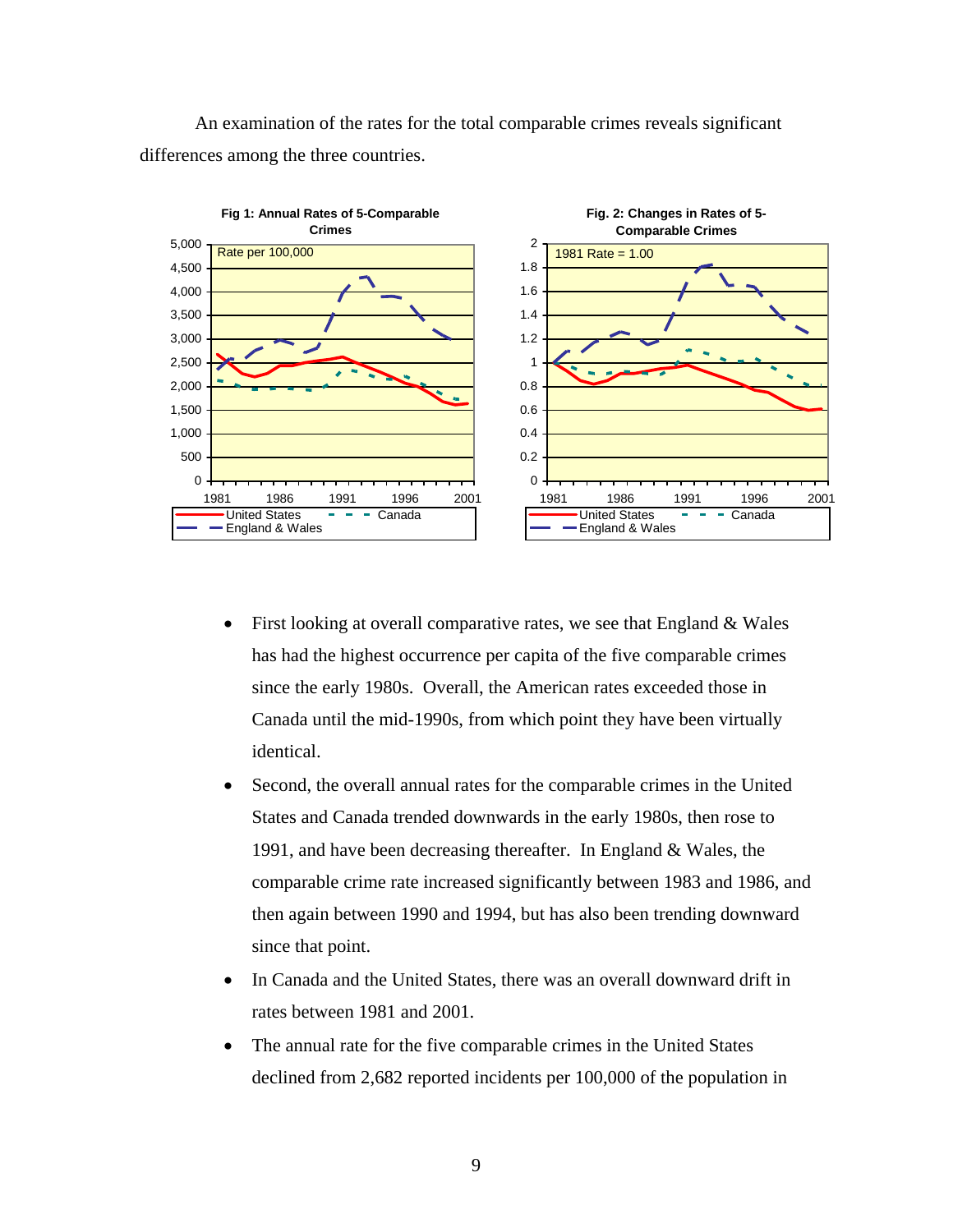An examination of the rates for the total comparable crimes reveals significant differences among the three countries.

**Fig 1: Annual Rates of 5-Comparable Crimes**

**Fig. 2: Changes in Rates of 5-Comparable Crimes**

- First looking at overall comparative rates, we see that England & Wales has had the highest occurrence per capita of the five comparable crimes since the early 1980s. Overall, the American rates exceeded those in Canada until the mid-1990s, from which point they have been virtually identical.
- Second, the overall annual rates for the comparable crimes in the United States and Canada trended downwards in the early 1980s, then rose to 1991, and have been decreasing thereafter. In England & Wales, the comparable crime rate increased significantly between 1983 and 1986, and then again between 1990 and 1994, but has also been trending downward since that point.
- In Canada and the United States, there was an overall downward drift in rates between 1981 and 2001.
- The annual rate for the five comparable crimes in the United States declined from 2,682 reported incidents per 100,000 of the population in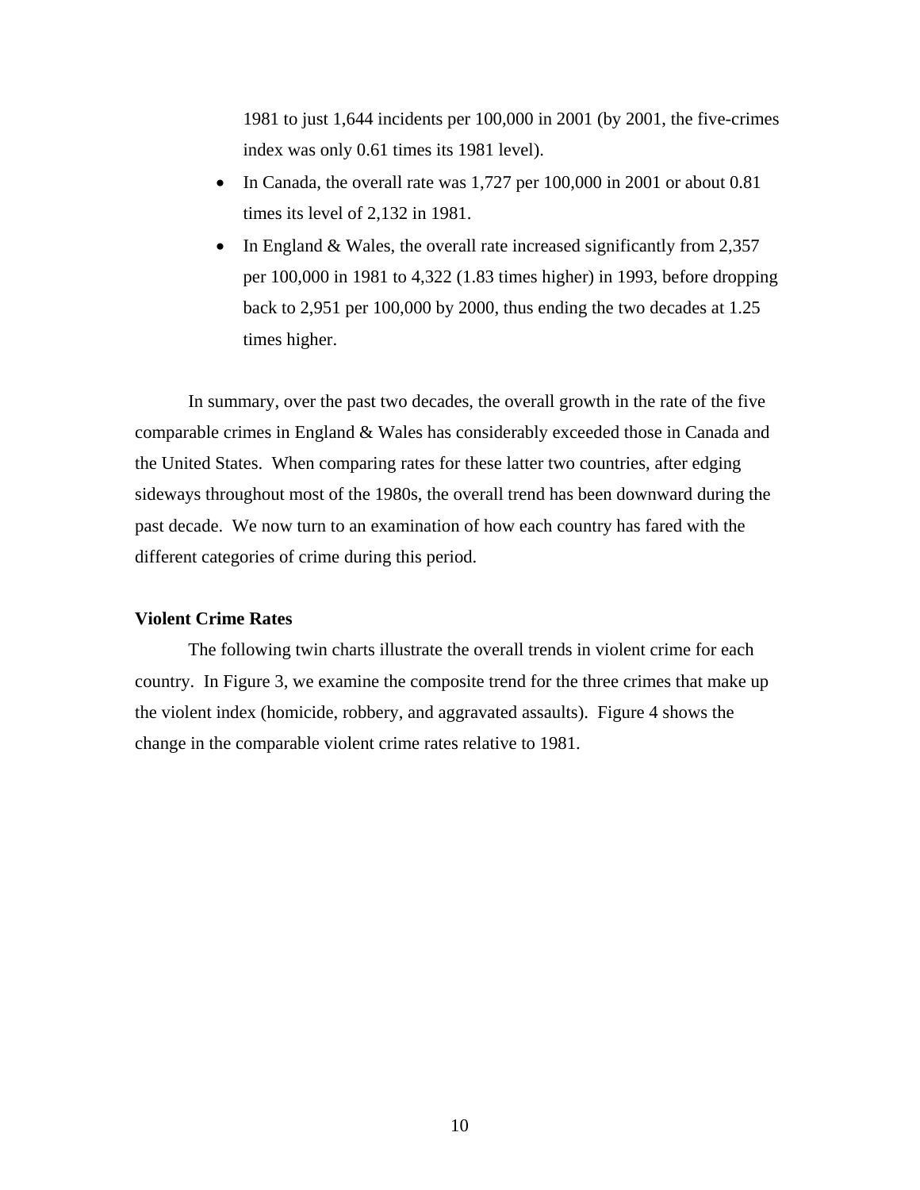1981 to just 1,644 incidents per 100,000 in 2001 (by 2001, the five-crimes index was only 0.61 times its 1981 level).

- In Canada, the overall rate was 1,727 per 100,000 in 2001 or about 0.81 times its level of 2,132 in 1981.
- In England & Wales, the overall rate increased significantly from 2,357 per 100,000 in 1981 to 4,322 (1.83 times higher) in 1993, before dropping back to 2,951 per 100,000 by 2000, thus ending the two decades at 1.25 times higher.

In summary, over the past two decades, the overall growth in the rate of the five comparable crimes in England & Wales has considerably exceeded those in Canada and the United States. When comparing rates for these latter two countries, after edging sideways throughout most of the 1980s, the overall trend has been downward during the past decade. We now turn to an examination of how each country has fared with the different categories of crime during this period.

**Violent Crime Rates**

The following twin charts illustrate the overall trends in violent crime for each country. In Figure 3, we examine the composite trend for the three crimes that make up the violent index (homicide, robbery, and aggravated assaults). Figure 4 shows the change in the comparable violent crime rates relative to 1981.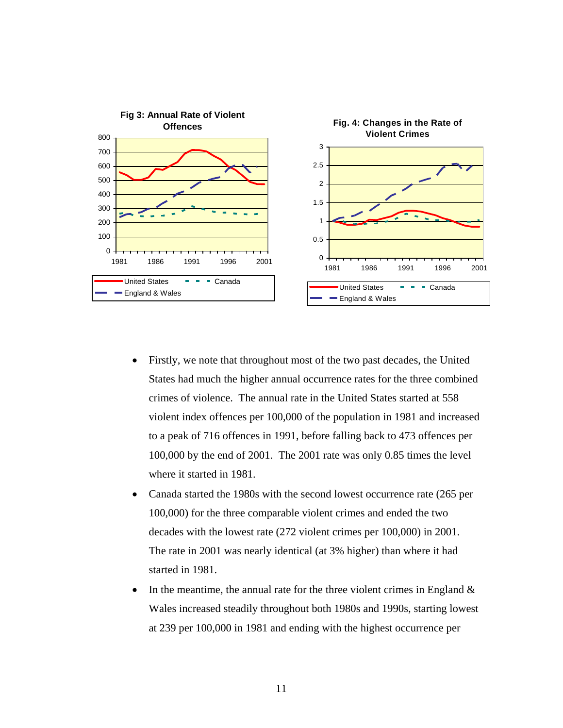**Fig 3: Annual Rate of Violent Offences**

**Fig. 4: Changes in the Rate of Violent Crimes**

- Firstly, we note that throughout most of the two past decades, the United States had much the higher annual occurrence rates for the three combined crimes of violence. The annual rate in the United States started at 558 violent index offences per 100,000 of the population in 1981 and increased to a peak of 716 offences in 1991, before falling back to 473 offences per 100,000 by the end of 2001. The 2001 rate was only 0.85 times the level where it started in 1981.
- Canada started the 1980s with the second lowest occurrence rate (265 per 100,000) for the three comparable violent crimes and ended the two decades with the lowest rate (272 violent crimes per 100,000) in 2001. The rate in 2001 was nearly identical (at 3% higher) than where it had started in 1981.
- In the meantime, the annual rate for the three violent crimes in England & Wales increased steadily throughout both 1980s and 1990s, starting lowest at 239 per 100,000 in 1981 and ending with the highest occurrence per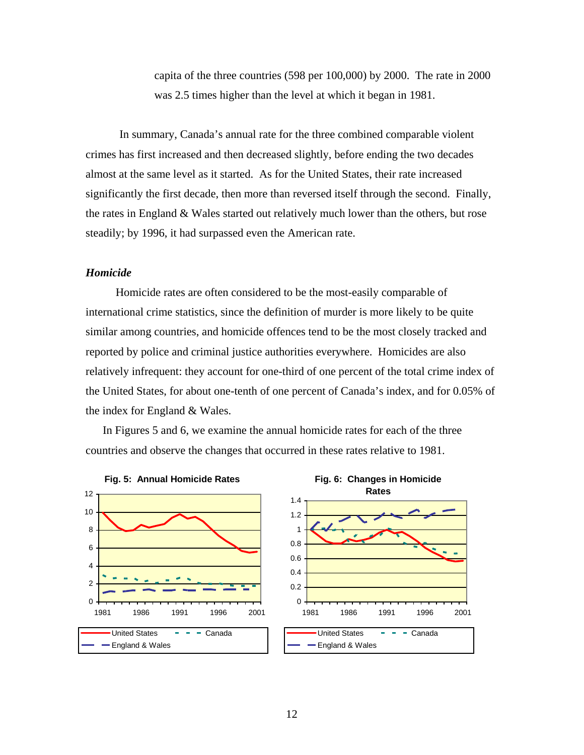capita of the three countries (598 per 100,000) by 2000. The rate in 2000 was 2.5 times higher than the level at which it began in 1981.

In summary, Canada's annual rate for the three combined comparable violent crimes has first increased and then decreased slightly, before ending the two decades almost at the same level as it started. As for the United States, their rate increased significantly the first decade, then more than reversed itself through the second. Finally, the rates in England & Wales started out relatively much lower than the others, but rose steadily; by 1996, it had surpassed even the American rate.

### *Homicide*

Homicide rates are often considered to be the most-easily comparable of international crime statistics, since the definition of murder is more likely to be quite similar among countries, and homicide offences tend to be the most closely tracked and reported by police and criminal justice authorities everywhere. Homicides are also relatively infrequent: they account for one-third of one percent of the total crime index of the United States, for about one-tenth of one percent of Canada's index, and for 0.05% of the index for England & Wales.

In Figures 5 and 6, we examine the annual homicide rates for each of the three countries and observe the changes that occurred in these rates relative to 1981.

**Fig. 5: Annual Homicide Rates**

**Fig. 6: Changes in Homicide Rates**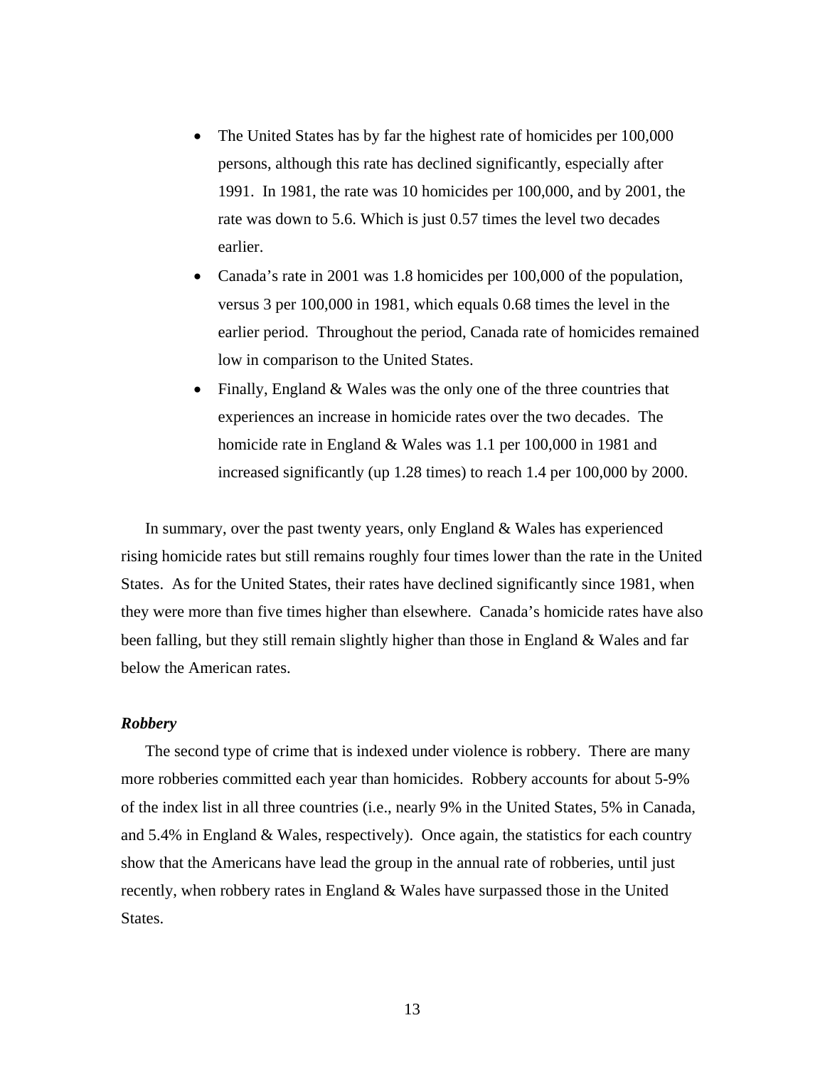- The United States has by far the highest rate of homicides per 100,000 persons, although this rate has declined significantly, especially after 1991. In 1981, the rate was 10 homicides per 100,000, and by 2001, the rate was down to 5.6. Which is just 0.57 times the level two decades earlier.
- Canada's rate in 2001 was 1.8 homicides per 100,000 of the population, versus 3 per 100,000 in 1981, which equals 0.68 times the level in the earlier period. Throughout the period, Canada rate of homicides remained low in comparison to the United States.
- Finally, England & Wales was the only one of the three countries that experiences an increase in homicide rates over the two decades. The homicide rate in England & Wales was 1.1 per 100,000 in 1981 and increased significantly (up 1.28 times) to reach 1.4 per 100,000 by 2000.

In summary, over the past twenty years, only England & Wales has experienced rising homicide rates but still remains roughly four times lower than the rate in the United States. As for the United States, their rates have declined significantly since 1981, when they were more than five times higher than elsewhere. Canada's homicide rates have also been falling, but they still remain slightly higher than those in England & Wales and far below the American rates.

***Robbery***

The second type of crime that is indexed under violence is robbery. There are many more robberies committed each year than homicides. Robbery accounts for about 5-9% of the index list in all three countries (i.e., nearly 9% in the United States, 5% in Canada, and 5.4% in England & Wales, respectively). Once again, the statistics for each country show that the Americans have lead the group in the annual rate of robberies, until just recently, when robbery rates in England & Wales have surpassed those in the United States.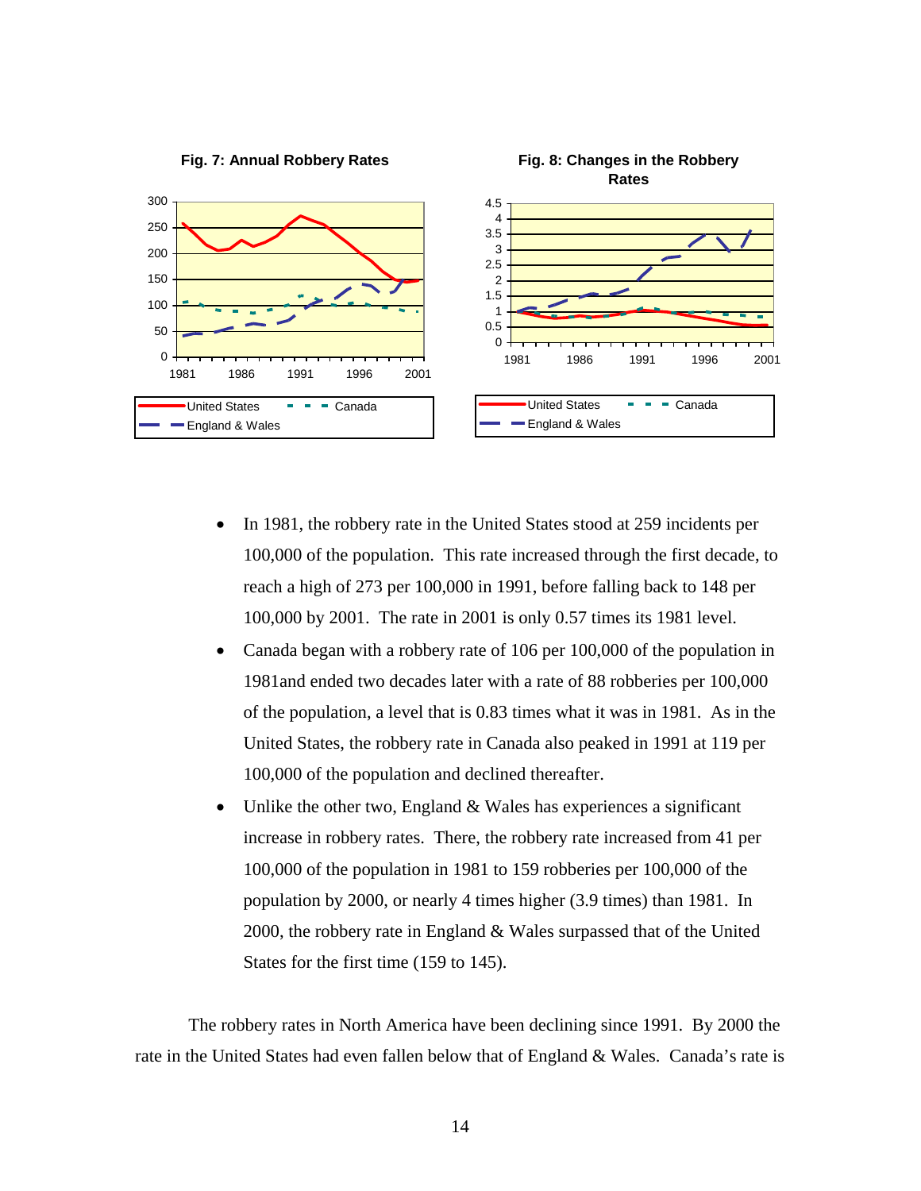**Fig. 7: Annual Robbery Rates**

**Fig. 8: Changes in the Robbery Rates**

- In 1981, the robbery rate in the United States stood at 259 incidents per 100,000 of the population. This rate increased through the first decade, to reach a high of 273 per 100,000 in 1991, before falling back to 148 per 100,000 by 2001. The rate in 2001 is only 0.57 times its 1981 level.
- Canada began with a robbery rate of 106 per 100,000 of the population in 1981and ended two decades later with a rate of 88 robberies per 100,000 of the population, a level that is 0.83 times what it was in 1981. As in the United States, the robbery rate in Canada also peaked in 1991 at 119 per 100,000 of the population and declined thereafter.
- Unlike the other two, England & Wales has experiences a significant increase in robbery rates. There, the robbery rate increased from 41 per 100,000 of the population in 1981 to 159 robberies per 100,000 of the population by 2000, or nearly 4 times higher (3.9 times) than 1981. In 2000, the robbery rate in England & Wales surpassed that of the United States for the first time (159 to 145).

The robbery rates in North America have been declining since 1991. By 2000 the rate in the United States had even fallen below that of England & Wales. Canada's rate is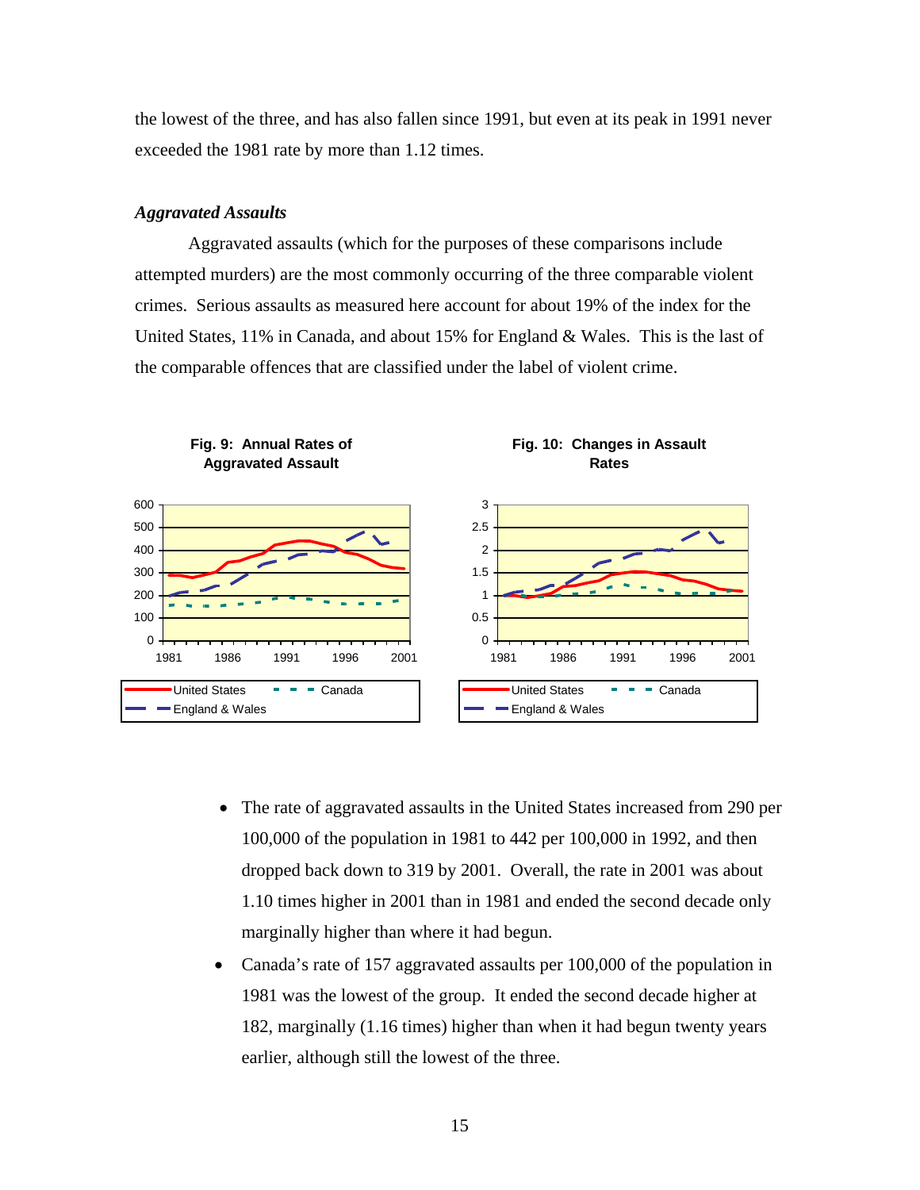the lowest of the three, and has also fallen since 1991, but even at its peak in 1991 never exceeded the 1981 rate by more than 1.12 times.

### *Aggravated Assaults*

Aggravated assaults (which for the purposes of these comparisons include attempted murders) are the most commonly occurring of the three comparable violent crimes. Serious assaults as measured here account for about 19% of the index for the United States, 11% in Canada, and about 15% for England & Wales. This is the last of the comparable offences that are classified under the label of violent crime.

**Fig. 9: Annual Rates of Aggravated Assault**

**Fig. 10: Changes in Assault Rates**

- The rate of aggravated assaults in the United States increased from 290 per 100,000 of the population in 1981 to 442 per 100,000 in 1992, and then dropped back down to 319 by 2001. Overall, the rate in 2001 was about 1.10 times higher in 2001 than in 1981 and ended the second decade only marginally higher than where it had begun.
- Canada's rate of 157 aggravated assaults per 100,000 of the population in 1981 was the lowest of the group. It ended the second decade higher at 182, marginally (1.16 times) higher than when it had begun twenty years earlier, although still the lowest of the three.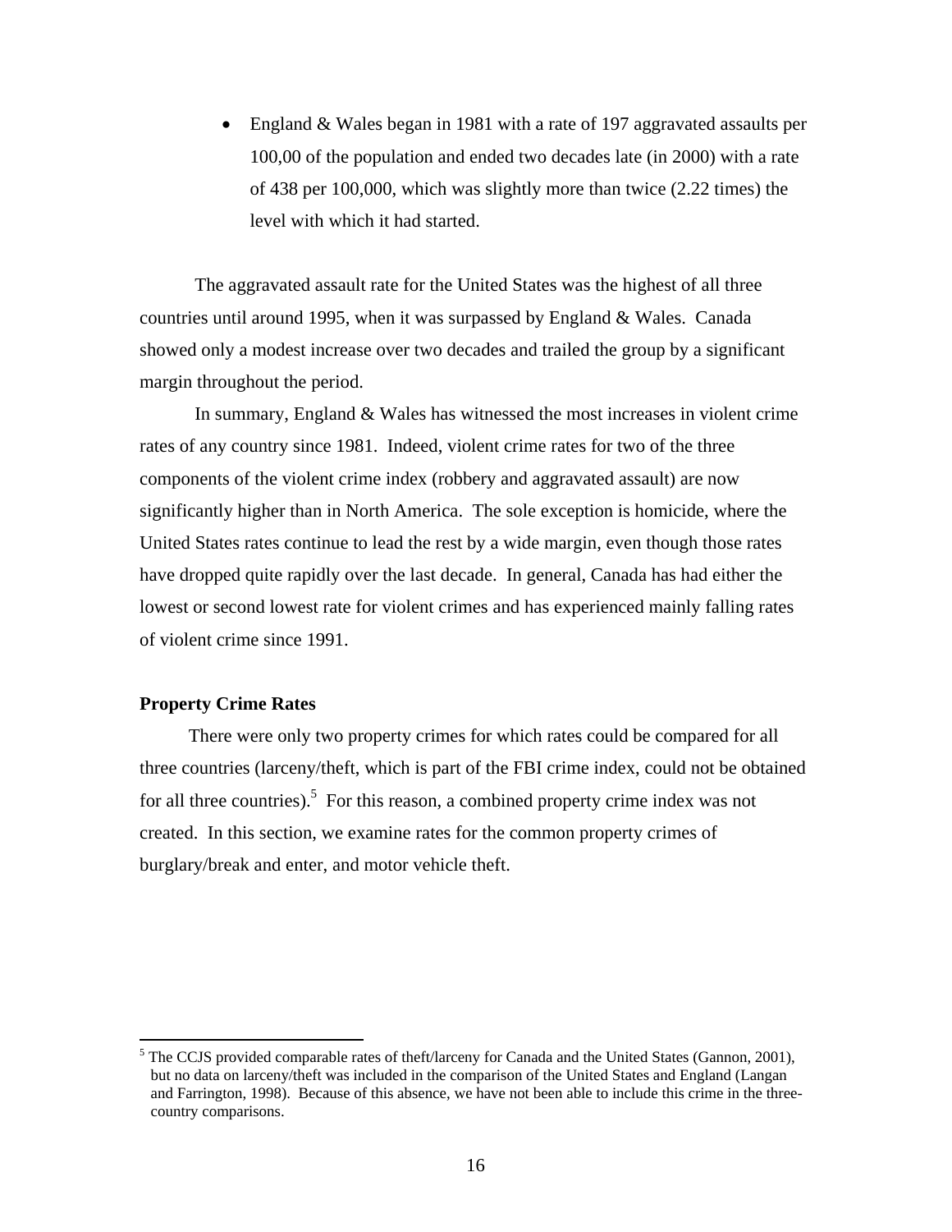- England & Wales began in 1981 with a rate of 197 aggravated assaults per 100,00 of the population and ended two decades late (in 2000) with a rate of 438 per 100,000, which was slightly more than twice (2.22 times) the level with which it had started.

The aggravated assault rate for the United States was the highest of all three countries until around 1995, when it was surpassed by England & Wales. Canada showed only a modest increase over two decades and trailed the group by a significant margin throughout the period.

In summary, England & Wales has witnessed the most increases in violent crime rates of any country since 1981. Indeed, violent crime rates for two of the three components of the violent crime index (robbery and aggravated assault) are now significantly higher than in North America. The sole exception is homicide, where the United States rates continue to lead the rest by a wide margin, even though those rates have dropped quite rapidly over the last decade. In general, Canada has had either the lowest or second lowest rate for violent crimes and has experienced mainly falling rates of violent crime since 1991.

**Property Crime Rates**

There were only two property crimes for which rates could be compared for all three countries (larceny/theft, which is part of the FBI crime index, could not be obtained for all three countries).[5] For this reason, a combined property crime index was not created. In this section, we examine rates for the common property crimes of burglary/break and enter, and motor vehicle theft.

[5] The CCJS provided comparable rates of theft/larceny for Canada and the United States (Gannon, 2001), but no data on larceny/theft was included in the comparison of the United States and England (Langan and Farrington, 1998). Because of this absence, we have not been able to include this crime in the three-country comparisons.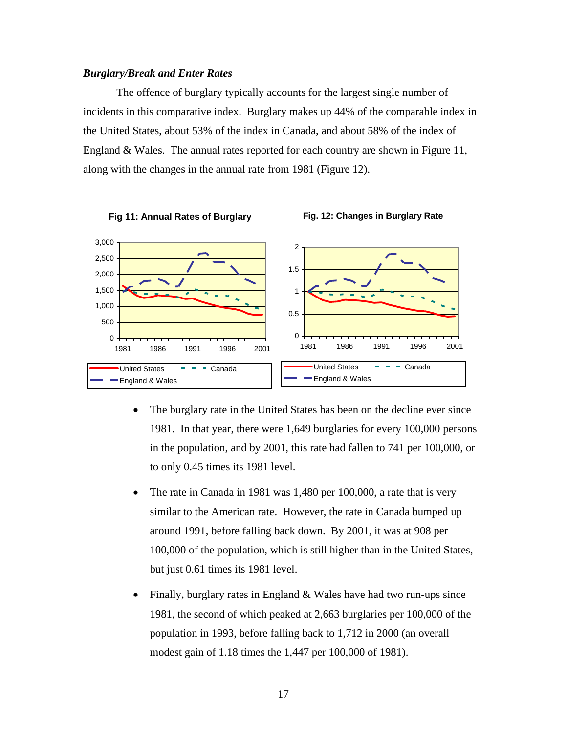***Burglary/Break and Enter Rates***

The offence of burglary typically accounts for the largest single number of incidents in this comparative index. Burglary makes up 44% of the comparable index in the United States, about 53% of the index in Canada, and about 58% of the index of England & Wales. The annual rates reported for each country are shown in Figure 11, along with the changes in the annual rate from 1981 (Figure 12).

**Fig 11: Annual Rates of Burglary**

**Fig. 12: Changes in Burglary Rate**

- The burglary rate in the United States has been on the decline ever since 1981. In that year, there were 1,649 burglaries for every 100,000 persons in the population, and by 2001, this rate had fallen to 741 per 100,000, or to only 0.45 times its 1981 level.
- The rate in Canada in 1981 was 1,480 per 100,000, a rate that is very similar to the American rate. However, the rate in Canada bumped up around 1991, before falling back down. By 2001, it was at 908 per 100,000 of the population, which is still higher than in the United States, but just 0.61 times its 1981 level.
- Finally, burglary rates in England & Wales have had two run-ups since 1981, the second of which peaked at 2,663 burglaries per 100,000 of the population in 1993, before falling back to 1,712 in 2000 (an overall modest gain of 1.18 times the 1,447 per 100,000 of 1981).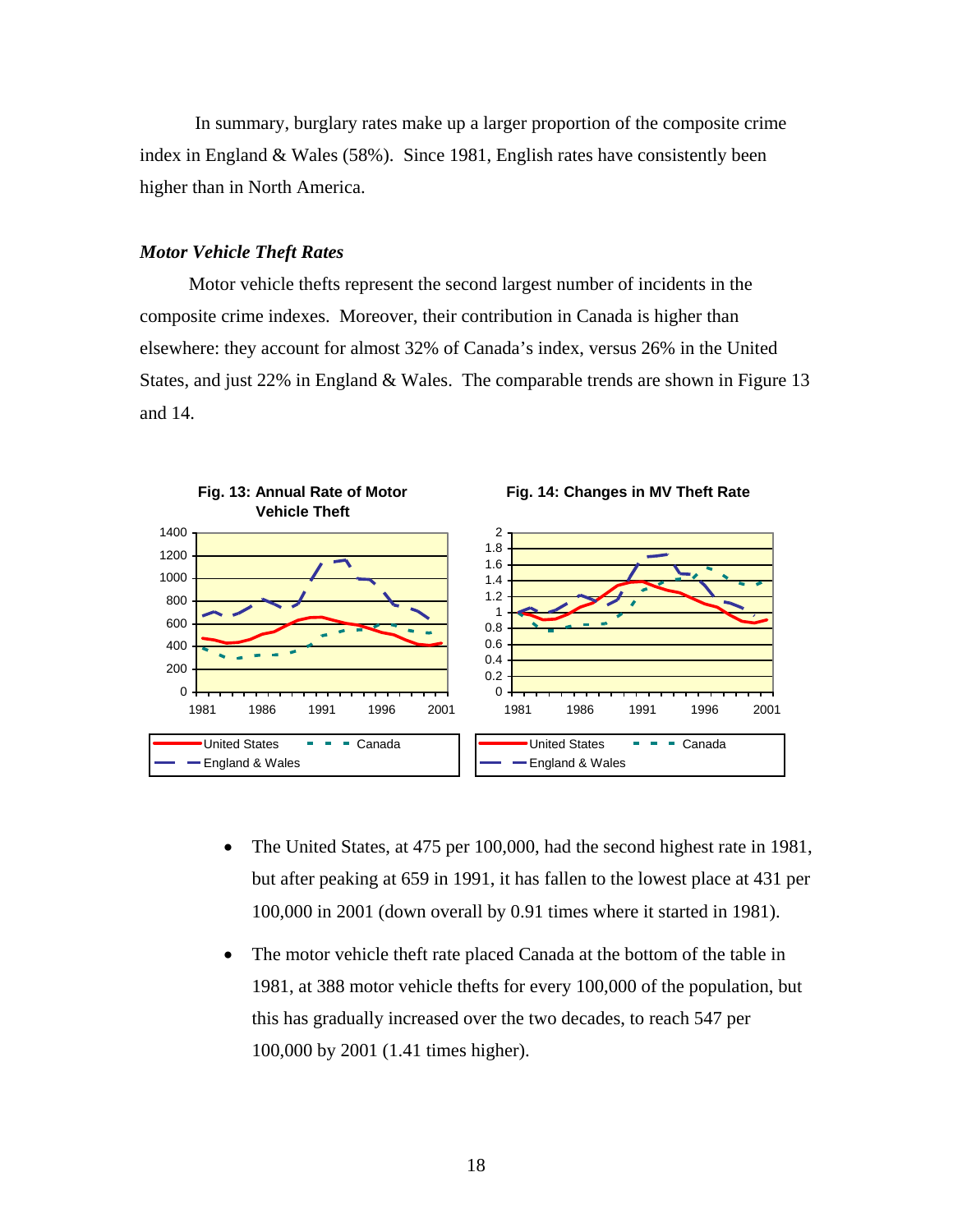In summary, burglary rates make up a larger proportion of the composite crime index in England & Wales (58%). Since 1981, English rates have consistently been higher than in North America.

### *Motor Vehicle Theft Rates*

Motor vehicle thefts represent the second largest number of incidents in the composite crime indexes. Moreover, their contribution in Canada is higher than elsewhere: they account for almost 32% of Canada's index, versus 26% in the United States, and just 22% in England & Wales. The comparable trends are shown in Figure 13 and 14.

**Fig. 13: Annual Rate of Motor Vehicle Theft**

**Fig. 14: Changes in MV Theft Rate**

- The United States, at 475 per 100,000, had the second highest rate in 1981, but after peaking at 659 in 1991, it has fallen to the lowest place at 431 per 100,000 in 2001 (down overall by 0.91 times where it started in 1981).
- The motor vehicle theft rate placed Canada at the bottom of the table in 1981, at 388 motor vehicle thefts for every 100,000 of the population, but this has gradually increased over the two decades, to reach 547 per 100,000 by 2001 (1.41 times higher).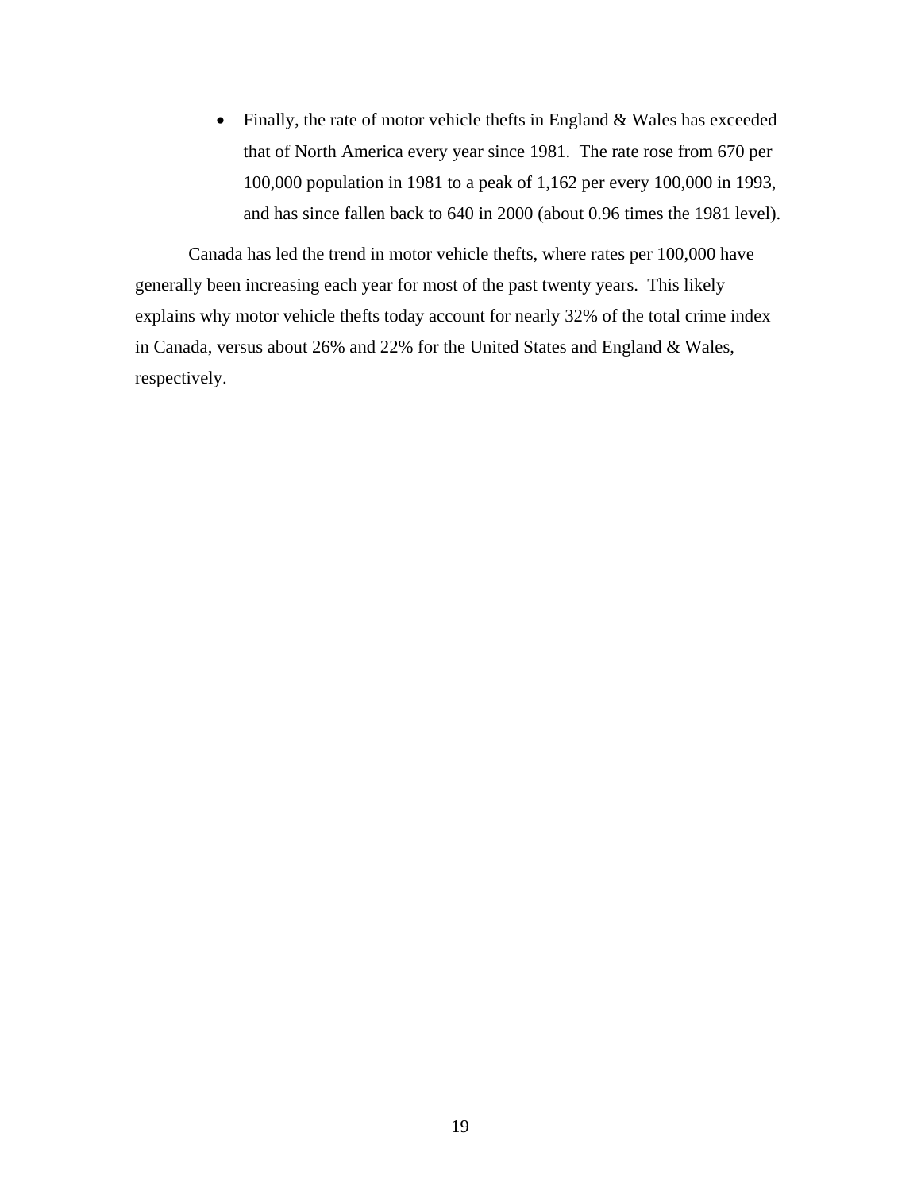- Finally, the rate of motor vehicle thefts in England & Wales has exceeded that of North America every year since 1981. The rate rose from 670 per 100,000 population in 1981 to a peak of 1,162 per every 100,000 in 1993, and has since fallen back to 640 in 2000 (about 0.96 times the 1981 level).

Canada has led the trend in motor vehicle thefts, where rates per 100,000 have generally been increasing each year for most of the past twenty years. This likely explains why motor vehicle thefts today account for nearly 32% of the total crime index in Canada, versus about 26% and 22% for the United States and England & Wales, respectively.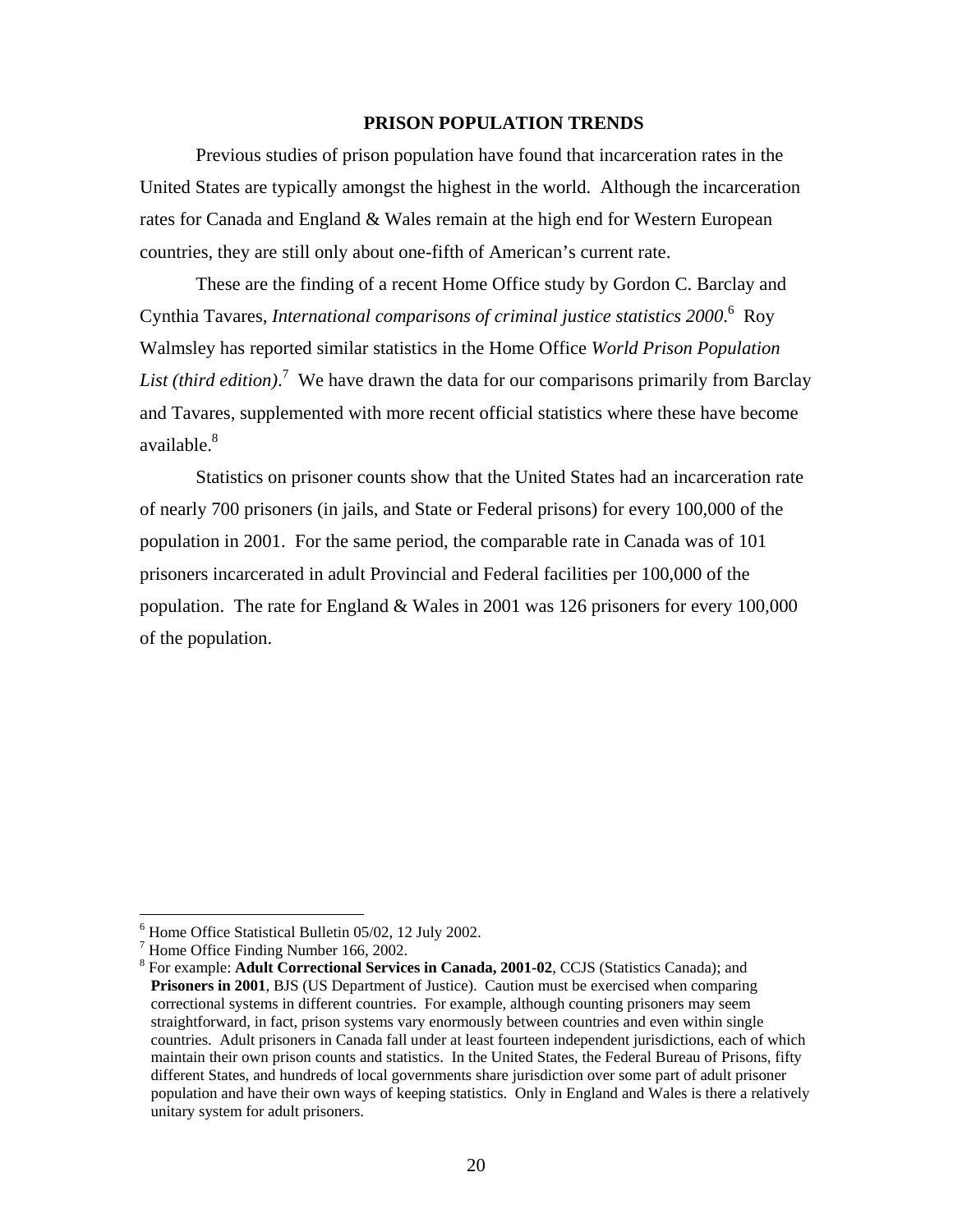## PRISON POPULATION TRENDS

Previous studies of prison population have found that incarceration rates in the United States are typically amongst the highest in the world. Although the incarceration rates for Canada and England & Wales remain at the high end for Western European countries, they are still only about one-fifth of American's current rate.

These are the finding of a recent Home Office study by Gordon C. Barclay and Cynthia Tavares, *International comparisons of criminal justice statistics 2000*.[6] Roy Walmsley has reported similar statistics in the Home Office *World Prison Population List (third edition)*.[7] We have drawn the data for our comparisons primarily from Barclay and Tavares, supplemented with more recent official statistics where these have become available.[8]

Statistics on prisoner counts show that the United States had an incarceration rate of nearly 700 prisoners (in jails, and State or Federal prisons) for every 100,000 of the population in 2001. For the same period, the comparable rate in Canada was of 101 prisoners incarcerated in adult Provincial and Federal facilities per 100,000 of the population. The rate for England & Wales in 2001 was 126 prisoners for every 100,000 of the population.

---

[6] Home Office Statistical Bulletin 05/02, 12 July 2002.

[7] Home Office Finding Number 166, 2002.

[8] For example: **Adult Correctional Services in Canada, 2001-02**, CCJS (Statistics Canada); and **Prisoners in 2001**, BJS (US Department of Justice). Caution must be exercised when comparing correctional systems in different countries. For example, although counting prisoners may seem straightforward, in fact, prison systems vary enormously between countries and even within single countries. Adult prisoners in Canada fall under at least fourteen independent jurisdictions, each of which maintain their own prison counts and statistics. In the United States, the Federal Bureau of Prisons, fifty different States, and hundreds of local governments share jurisdiction over some part of adult prisoner population and have their own ways of keeping statistics. Only in England and Wales is there a relatively unitary system for adult prisoners.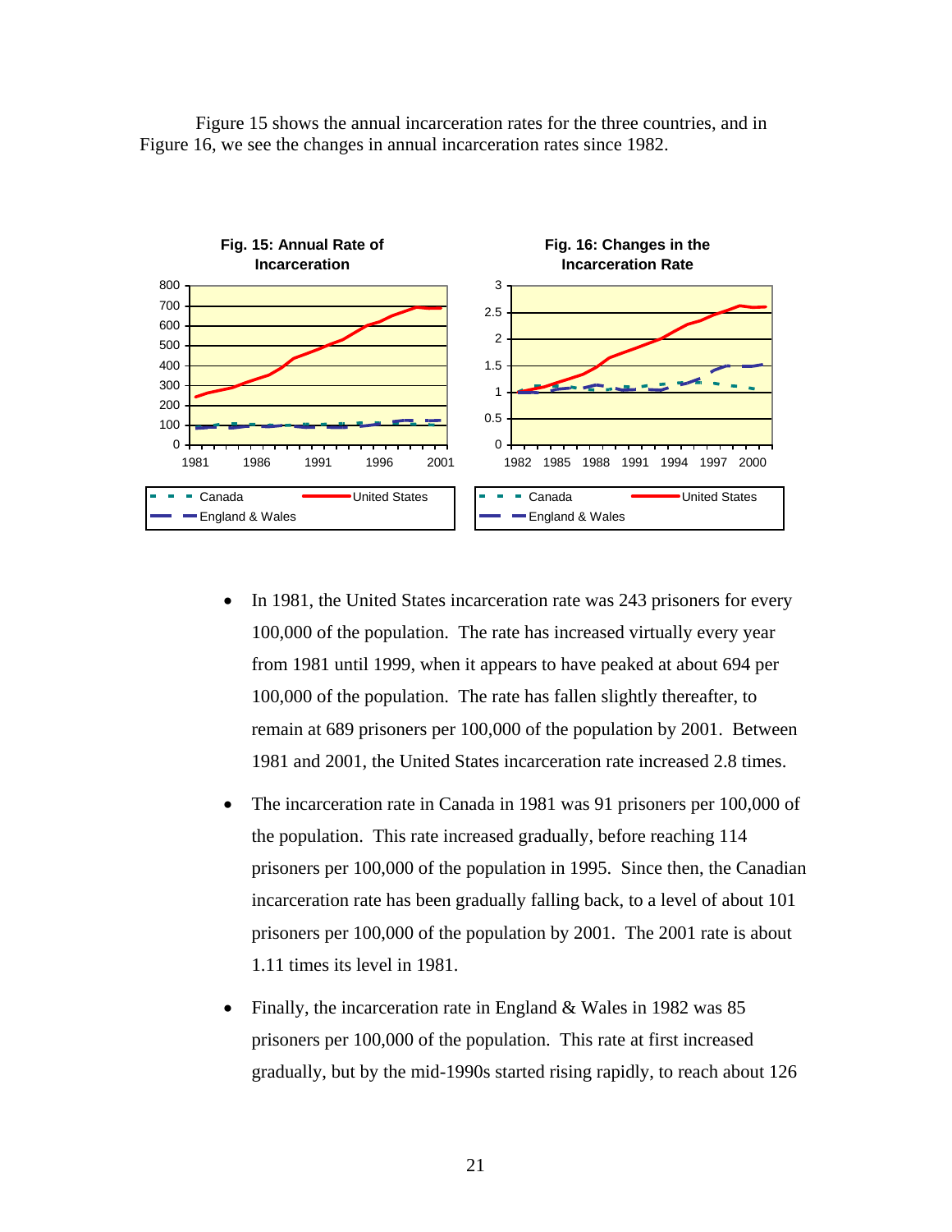Figure 15 shows the annual incarceration rates for the three countries, and in Figure 16, we see the changes in annual incarceration rates since 1982.

**Fig. 15: Annual Rate of Incarceration**

**Fig. 16: Changes in the Incarceration Rate**

- In 1981, the United States incarceration rate was 243 prisoners for every 100,000 of the population. The rate has increased virtually every year from 1981 until 1999, when it appears to have peaked at about 694 per 100,000 of the population. The rate has fallen slightly thereafter, to remain at 689 prisoners per 100,000 of the population by 2001. Between 1981 and 2001, the United States incarceration rate increased 2.8 times.
- The incarceration rate in Canada in 1981 was 91 prisoners per 100,000 of the population. This rate increased gradually, before reaching 114 prisoners per 100,000 of the population in 1995. Since then, the Canadian incarceration rate has been gradually falling back, to a level of about 101 prisoners per 100,000 of the population by 2001. The 2001 rate is about 1.11 times its level in 1981.
- Finally, the incarceration rate in England & Wales in 1982 was 85 prisoners per 100,000 of the population. This rate at first increased gradually, but by the mid-1990s started rising rapidly, to reach about 126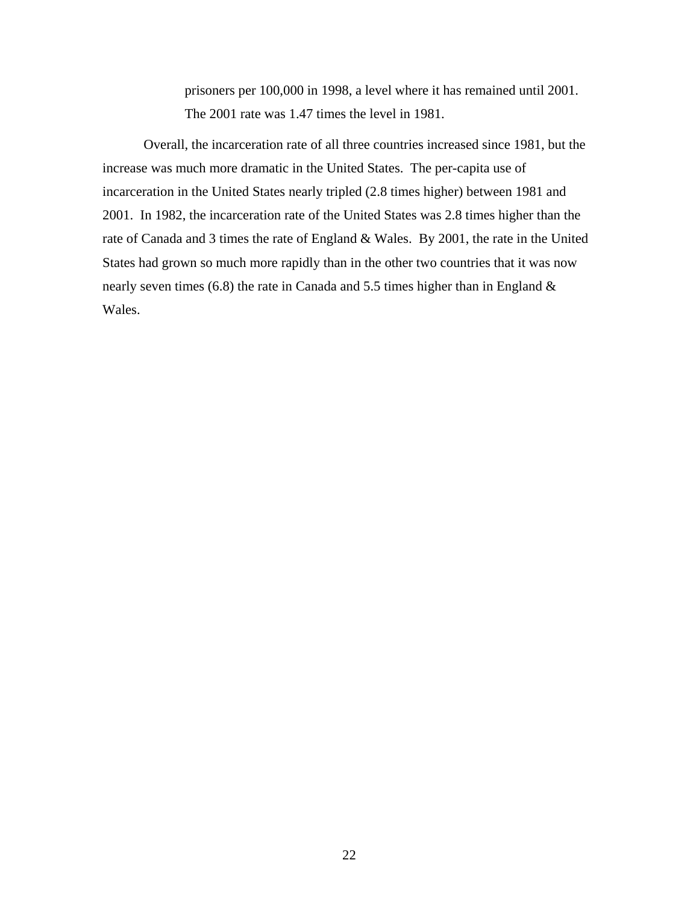prisoners per 100,000 in 1998, a level where it has remained until 2001. The 2001 rate was 1.47 times the level in 1981.

Overall, the incarceration rate of all three countries increased since 1981, but the increase was much more dramatic in the United States. The per-capita use of incarceration in the United States nearly tripled (2.8 times higher) between 1981 and 2001. In 1982, the incarceration rate of the United States was 2.8 times higher than the rate of Canada and 3 times the rate of England & Wales. By 2001, the rate in the United States had grown so much more rapidly than in the other two countries that it was now nearly seven times (6.8) the rate in Canada and 5.5 times higher than in England & Wales.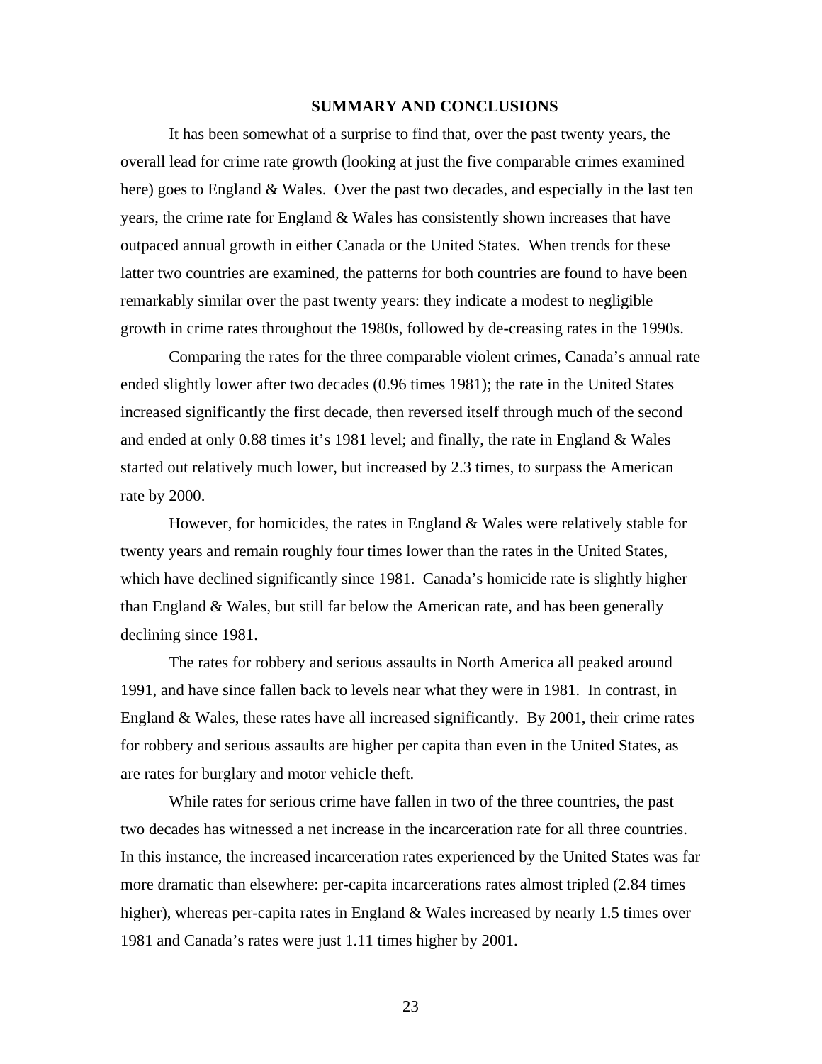## SUMMARY AND CONCLUSIONS

It has been somewhat of a surprise to find that, over the past twenty years, the overall lead for crime rate growth (looking at just the five comparable crimes examined here) goes to England & Wales. Over the past two decades, and especially in the last ten years, the crime rate for England & Wales has consistently shown increases that have outpaced annual growth in either Canada or the United States. When trends for these latter two countries are examined, the patterns for both countries are found to have been remarkably similar over the past twenty years: they indicate a modest to negligible growth in crime rates throughout the 1980s, followed by de-creasing rates in the 1990s.

Comparing the rates for the three comparable violent crimes, Canada's annual rate ended slightly lower after two decades (0.96 times 1981); the rate in the United States increased significantly the first decade, then reversed itself through much of the second and ended at only 0.88 times it's 1981 level; and finally, the rate in England & Wales started out relatively much lower, but increased by 2.3 times, to surpass the American rate by 2000.

However, for homicides, the rates in England & Wales were relatively stable for twenty years and remain roughly four times lower than the rates in the United States, which have declined significantly since 1981. Canada's homicide rate is slightly higher than England & Wales, but still far below the American rate, and has been generally declining since 1981.

The rates for robbery and serious assaults in North America all peaked around 1991, and have since fallen back to levels near what they were in 1981. In contrast, in England & Wales, these rates have all increased significantly. By 2001, their crime rates for robbery and serious assaults are higher per capita than even in the United States, as are rates for burglary and motor vehicle theft.

While rates for serious crime have fallen in two of the three countries, the past two decades has witnessed a net increase in the incarceration rate for all three countries. In this instance, the increased incarceration rates experienced by the United States was far more dramatic than elsewhere: per-capita incarcerations rates almost tripled (2.84 times higher), whereas per-capita rates in England & Wales increased by nearly 1.5 times over 1981 and Canada's rates were just 1.11 times higher by 2001.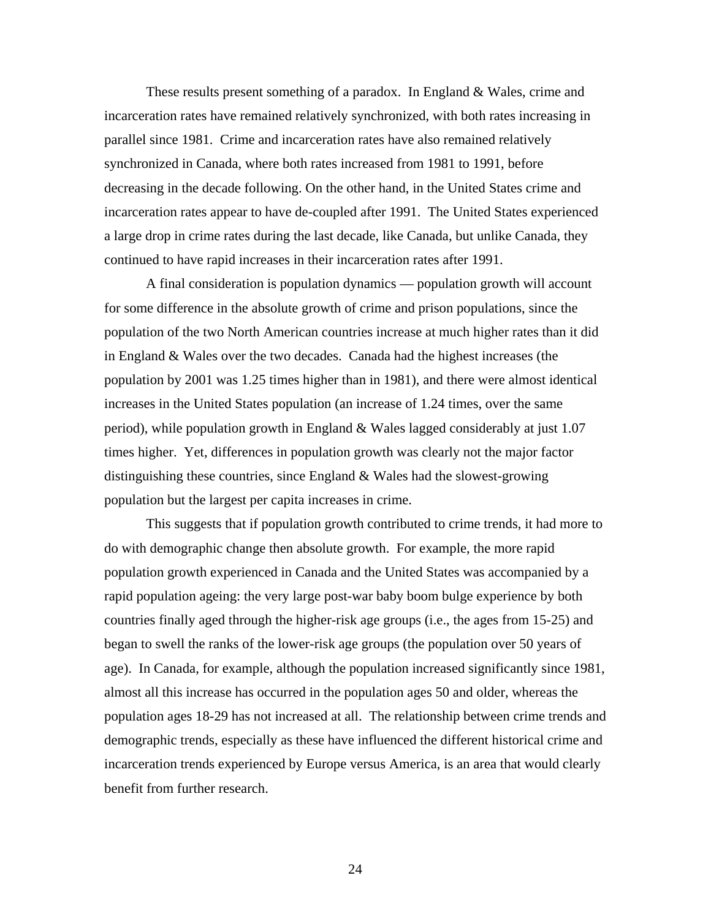These results present something of a paradox. In England & Wales, crime and incarceration rates have remained relatively synchronized, with both rates increasing in parallel since 1981. Crime and incarceration rates have also remained relatively synchronized in Canada, where both rates increased from 1981 to 1991, before decreasing in the decade following. On the other hand, in the United States crime and incarceration rates appear to have de-coupled after 1991. The United States experienced a large drop in crime rates during the last decade, like Canada, but unlike Canada, they continued to have rapid increases in their incarceration rates after 1991.

A final consideration is population dynamics — population growth will account for some difference in the absolute growth of crime and prison populations, since the population of the two North American countries increase at much higher rates than it did in England & Wales over the two decades. Canada had the highest increases (the population by 2001 was 1.25 times higher than in 1981), and there were almost identical increases in the United States population (an increase of 1.24 times, over the same period), while population growth in England & Wales lagged considerably at just 1.07 times higher. Yet, differences in population growth was clearly not the major factor distinguishing these countries, since England & Wales had the slowest-growing population but the largest per capita increases in crime.

This suggests that if population growth contributed to crime trends, it had more to do with demographic change then absolute growth. For example, the more rapid population growth experienced in Canada and the United States was accompanied by a rapid population ageing: the very large post-war baby boom bulge experience by both countries finally aged through the higher-risk age groups (i.e., the ages from 15-25) and began to swell the ranks of the lower-risk age groups (the population over 50 years of age). In Canada, for example, although the population increased significantly since 1981, almost all this increase has occurred in the population ages 50 and older, whereas the population ages 18-29 has not increased at all. The relationship between crime trends and demographic trends, especially as these have influenced the different historical crime and incarceration trends experienced by Europe versus America, is an area that would clearly benefit from further research.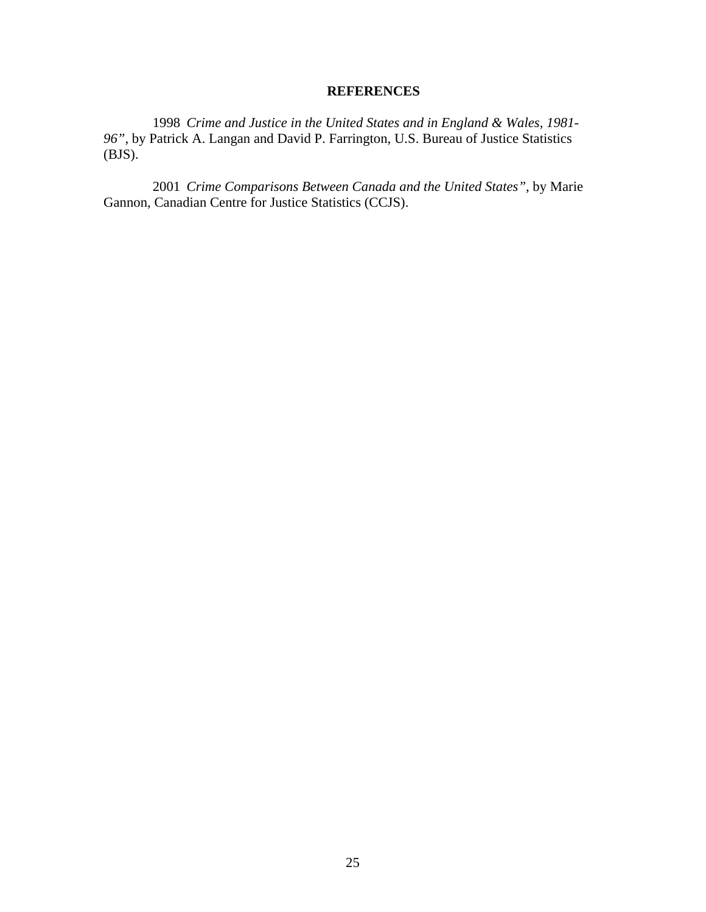## REFERENCES

1998 *Crime and Justice in the United States and in England & Wales, 1981-96"*, by Patrick A. Langan and David P. Farrington, U.S. Bureau of Justice Statistics (BJS).

2001 *Crime Comparisons Between Canada and the United States"*, by Marie Gannon, Canadian Centre for Justice Statistics (CCJS).